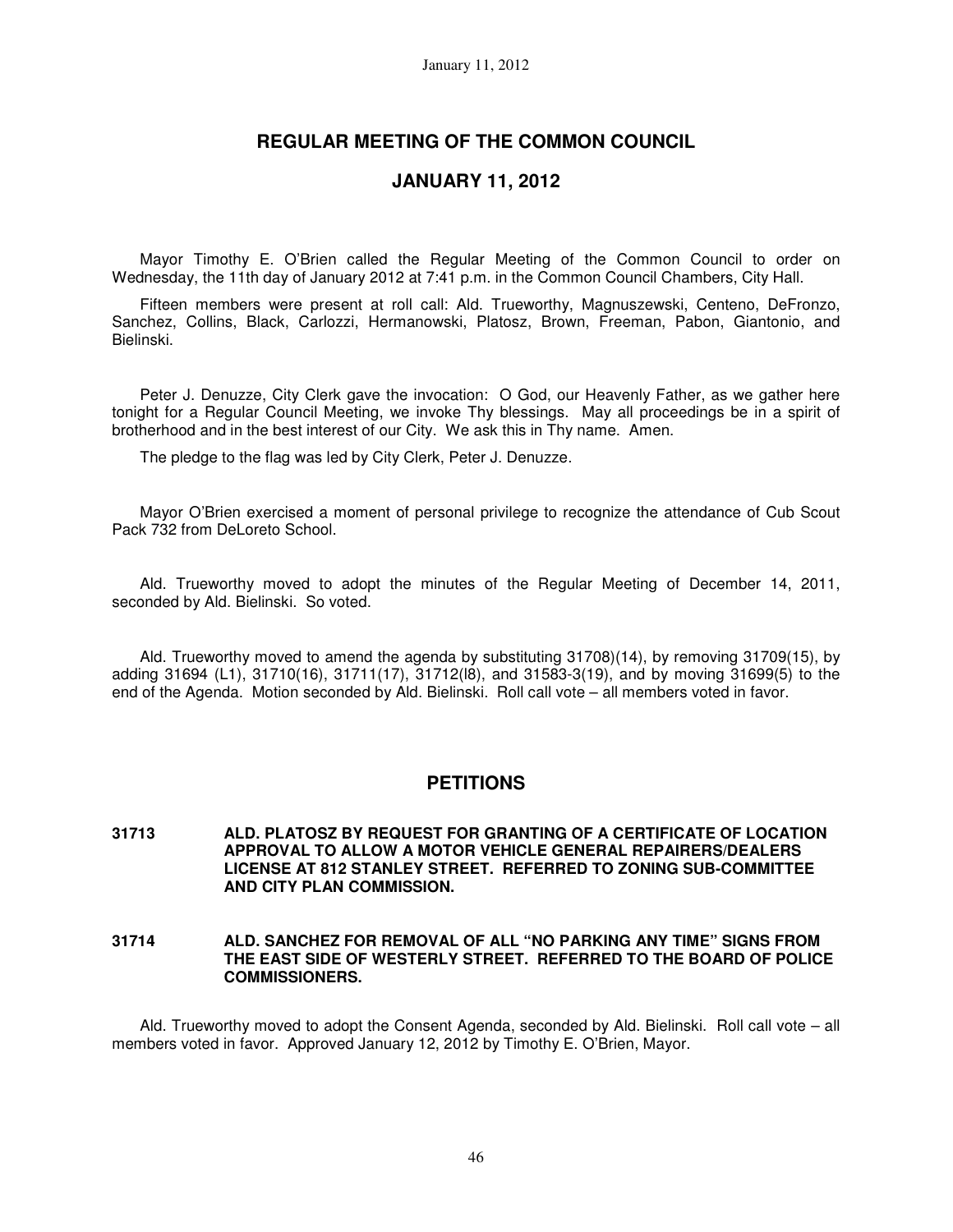# REGULAR MEETING OF THE COMMON COUNCIL

## JANUARY 11, 2012

Mayor Timothy E. O'Brien called the Regular Meeting of the Common Council to order on Wednesday, the 11th day of January 2012 at 7:41 p.m. in the Common Council Chambers, City Hall.

Fifteen members were present at roll call: Ald. Trueworthy, Magnuszewski, Centeno, DeFronzo, Sanchez, Collins, Black, Carlozzi, Hermanowski, Platosz, Brown, Freeman, Pabon, Giantonio, and Bielinski.

Peter J. Denuzze, City Clerk gave the invocation: O God, our Heavenly Father, as we gather here tonight for a Regular Council Meeting, we invoke Thy blessings. May all proceedings be in a spirit of brotherhood and in the best interest of our City. We ask this in Thy name. Amen.

The pledge to the flag was led by City Clerk, Peter J. Denuzze.

Mayor O'Brien exercised a moment of personal privilege to recognize the attendance of Cub Scout Pack 732 from DeLoreto School.

Ald. Trueworthy moved to adopt the minutes of the Regular Meeting of December 14, 2011, seconded by Ald. Bielinski. So voted.

Ald. Trueworthy moved to amend the agenda by substituting 31708)(14), by removing 31709(15), by adding 31694 (L1), 31710(16), 31711(17), 31712(l8), and 31583-3(19), and by moving 31699(5) to the end of the Agenda. Motion seconded by Ald. Bielinski. Roll call vote – all members voted in favor.

## PETITIONS

**31713 ALD. PLATOSZ BY REQUEST FOR GRANTING OF A CERTIFICATE OF LOCATION APPROVAL TO ALLOW A MOTOR VEHICLE GENERAL REPAIRERS/DEALERS LICENSE AT 812 STANLEY STREET. REFERRED TO ZONING SUB-COMMITTEE AND CITY PLAN COMMISSION.**

**31714 ALD. SANCHEZ FOR REMOVAL OF ALL "NO PARKING ANY TIME" SIGNS FROM THE EAST SIDE OF WESTERLY STREET. REFERRED TO THE BOARD OF POLICE COMMISSIONERS.**

Ald. Trueworthy moved to adopt the Consent Agenda, seconded by Ald. Bielinski. Roll call vote – all members voted in favor. Approved January 12, 2012 by Timothy E. O'Brien, Mayor.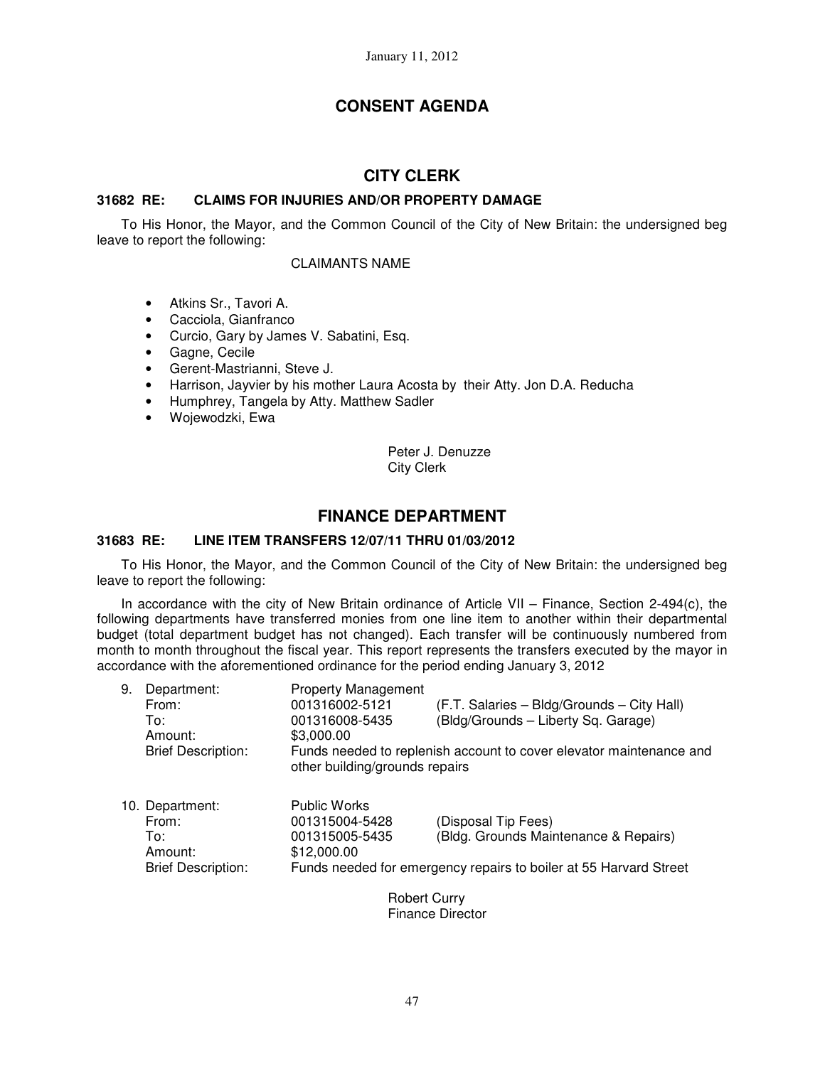January 11, 2012

# CONSENT AGENDA

## CITY CLERK

### 31682 RE: CLAIMS FOR INJURIES AND/OR PROPERTY DAMAGE

To His Honor, the Mayor, and the Common Council of the City of New Britain: the undersigned beg leave to report the following:

CLAIMANTS NAME

- Atkins Sr., Tavori A.
- Cacciola, Gianfranco
- Curcio, Gary by James V. Sabatini, Esq.
- Gagne, Cecile
- Gerent-Mastrianni, Steve J.
- Harrison, Jayvier by his mother Laura Acosta by their Atty. Jon D.A. Reducha
- Humphrey, Tangela by Atty. Matthew Sadler
- Wojewodzki, Ewa

Peter J. Denuzze
City Clerk

## FINANCE DEPARTMENT

### 31683 RE: LINE ITEM TRANSFERS 12/07/11 THRU 01/03/2012

To His Honor, the Mayor, and the Common Council of the City of New Britain: the undersigned beg leave to report the following:

In accordance with the city of New Britain ordinance of Article VII – Finance, Section 2-494(c), the following departments have transferred monies from one line item to another within their departmental budget (total department budget has not changed). Each transfer will be continuously numbered from month to month throughout the fiscal year. This report represents the transfers executed by the mayor in accordance with the aforementioned ordinance for the period ending January 3, 2012

9. Department: Property Management
   From: 001316002-5121 (F.T. Salaries – Bldg/Grounds – City Hall)
   To: 001316008-5435 (Bldg/Grounds – Liberty Sq. Garage)
   Amount: $3,000.00
   Brief Description: Funds needed to replenish account to cover elevator maintenance and other building/grounds repairs

10. Department: Public Works
    From: 001315004-5428 (Disposal Tip Fees)
    To: 001315005-5435 (Bldg. Grounds Maintenance & Repairs)
    Amount: $12,000.00
    Brief Description: Funds needed for emergency repairs to boiler at 55 Harvard Street

Robert Curry
Finance Director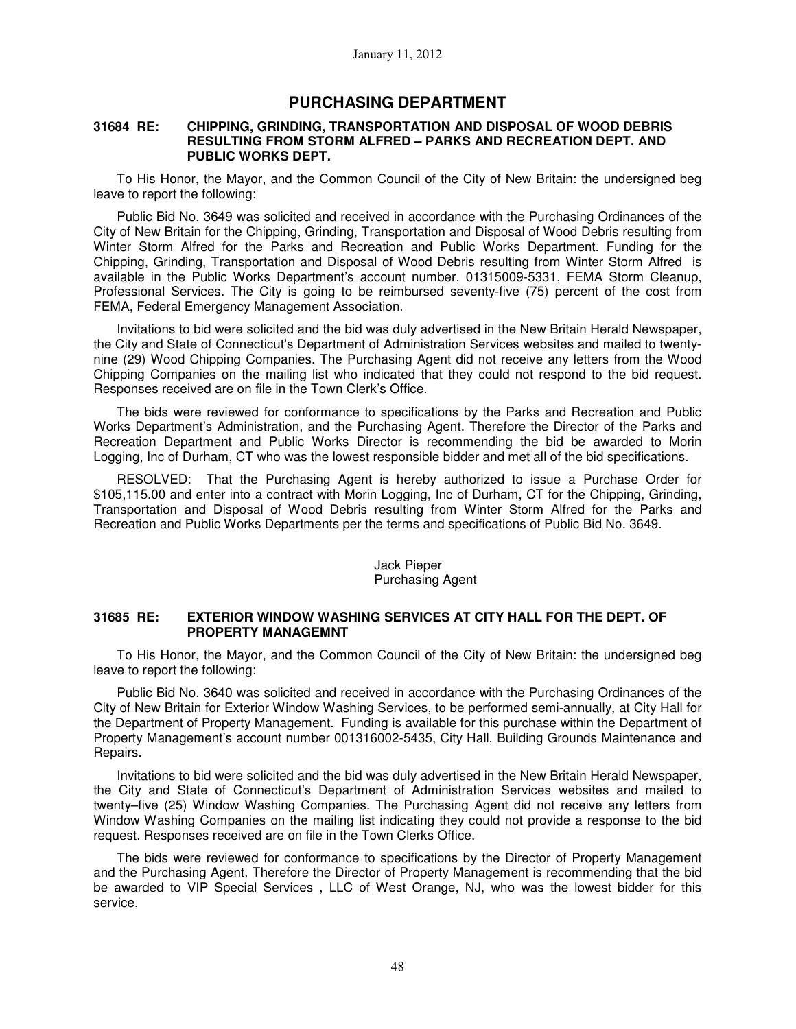## PURCHASING DEPARTMENT

### 31684 RE: CHIPPING, GRINDING, TRANSPORTATION AND DISPOSAL OF WOOD DEBRIS RESULTING FROM STORM ALFRED – PARKS AND RECREATION DEPT. AND PUBLIC WORKS DEPT.

To His Honor, the Mayor, and the Common Council of the City of New Britain: the undersigned beg leave to report the following:

Public Bid No. 3649 was solicited and received in accordance with the Purchasing Ordinances of the City of New Britain for the Chipping, Grinding, Transportation and Disposal of Wood Debris resulting from Winter Storm Alfred for the Parks and Recreation and Public Works Department. Funding for the Chipping, Grinding, Transportation and Disposal of Wood Debris resulting from Winter Storm Alfred is available in the Public Works Department's account number, 01315009-5331, FEMA Storm Cleanup, Professional Services. The City is going to be reimbursed seventy-five (75) percent of the cost from FEMA, Federal Emergency Management Association.

Invitations to bid were solicited and the bid was duly advertised in the New Britain Herald Newspaper, the City and State of Connecticut's Department of Administration Services websites and mailed to twenty-nine (29) Wood Chipping Companies. The Purchasing Agent did not receive any letters from the Wood Chipping Companies on the mailing list who indicated that they could not respond to the bid request. Responses received are on file in the Town Clerk's Office.

The bids were reviewed for conformance to specifications by the Parks and Recreation and Public Works Department's Administration, and the Purchasing Agent. Therefore the Director of the Parks and Recreation Department and Public Works Director is recommending the bid be awarded to Morin Logging, Inc of Durham, CT who was the lowest responsible bidder and met all of the bid specifications.

RESOLVED: That the Purchasing Agent is hereby authorized to issue a Purchase Order for $105,115.00 and enter into a contract with Morin Logging, Inc of Durham, CT for the Chipping, Grinding, Transportation and Disposal of Wood Debris resulting from Winter Storm Alfred for the Parks and Recreation and Public Works Departments per the terms and specifications of Public Bid No. 3649.

Jack Pieper
Purchasing Agent

### 31685 RE: EXTERIOR WINDOW WASHING SERVICES AT CITY HALL FOR THE DEPT. OF PROPERTY MANAGEMNT

To His Honor, the Mayor, and the Common Council of the City of New Britain: the undersigned beg leave to report the following:

Public Bid No. 3640 was solicited and received in accordance with the Purchasing Ordinances of the City of New Britain for Exterior Window Washing Services, to be performed semi-annually, at City Hall for the Department of Property Management. Funding is available for this purchase within the Department of Property Management's account number 001316002-5435, City Hall, Building Grounds Maintenance and Repairs.

Invitations to bid were solicited and the bid was duly advertised in the New Britain Herald Newspaper, the City and State of Connecticut's Department of Administration Services websites and mailed to twenty–five (25) Window Washing Companies. The Purchasing Agent did not receive any letters from Window Washing Companies on the mailing list indicating they could not provide a response to the bid request. Responses received are on file in the Town Clerks Office.

The bids were reviewed for conformance to specifications by the Director of Property Management and the Purchasing Agent. Therefore the Director of Property Management is recommending that the bid be awarded to VIP Special Services , LLC of West Orange, NJ, who was the lowest bidder for this service.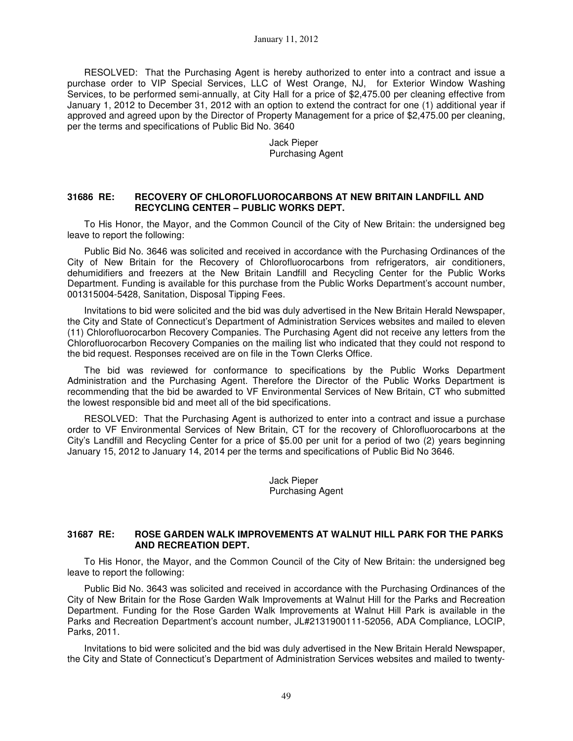RESOLVED: That the Purchasing Agent is hereby authorized to enter into a contract and issue a purchase order to VIP Special Services, LLC of West Orange, NJ, for Exterior Window Washing Services, to be performed semi-annually, at City Hall for a price of $2,475.00 per cleaning effective from January 1, 2012 to December 31, 2012 with an option to extend the contract for one (1) additional year if approved and agreed upon by the Director of Property Management for a price of $2,475.00 per cleaning, per the terms and specifications of Public Bid No. 3640

Jack Pieper
Purchasing Agent

### 31686 RE: RECOVERY OF CHLOROFLUOROCARBONS AT NEW BRITAIN LANDFILL AND RECYCLING CENTER – PUBLIC WORKS DEPT.

To His Honor, the Mayor, and the Common Council of the City of New Britain: the undersigned beg leave to report the following:

Public Bid No. 3646 was solicited and received in accordance with the Purchasing Ordinances of the City of New Britain for the Recovery of Chlorofluorocarbons from refrigerators, air conditioners, dehumidifiers and freezers at the New Britain Landfill and Recycling Center for the Public Works Department. Funding is available for this purchase from the Public Works Department's account number, 001315004-5428, Sanitation, Disposal Tipping Fees.

Invitations to bid were solicited and the bid was duly advertised in the New Britain Herald Newspaper, the City and State of Connecticut's Department of Administration Services websites and mailed to eleven (11) Chlorofluorocarbon Recovery Companies. The Purchasing Agent did not receive any letters from the Chlorofluorocarbon Recovery Companies on the mailing list who indicated that they could not respond to the bid request. Responses received are on file in the Town Clerks Office.

The bid was reviewed for conformance to specifications by the Public Works Department Administration and the Purchasing Agent. Therefore the Director of the Public Works Department is recommending that the bid be awarded to VF Environmental Services of New Britain, CT who submitted the lowest responsible bid and meet all of the bid specifications.

RESOLVED: That the Purchasing Agent is authorized to enter into a contract and issue a purchase order to VF Environmental Services of New Britain, CT for the recovery of Chlorofluorocarbons at the City's Landfill and Recycling Center for a price of $5.00 per unit for a period of two (2) years beginning January 15, 2012 to January 14, 2014 per the terms and specifications of Public Bid No 3646.

Jack Pieper
Purchasing Agent

### 31687 RE: ROSE GARDEN WALK IMPROVEMENTS AT WALNUT HILL PARK FOR THE PARKS AND RECREATION DEPT.

To His Honor, the Mayor, and the Common Council of the City of New Britain: the undersigned beg leave to report the following:

Public Bid No. 3643 was solicited and received in accordance with the Purchasing Ordinances of the City of New Britain for the Rose Garden Walk Improvements at Walnut Hill for the Parks and Recreation Department. Funding for the Rose Garden Walk Improvements at Walnut Hill Park is available in the Parks and Recreation Department's account number, JL#2131900111-52056, ADA Compliance, LOCIP, Parks, 2011.

Invitations to bid were solicited and the bid was duly advertised in the New Britain Herald Newspaper, the City and State of Connecticut's Department of Administration Services websites and mailed to twenty-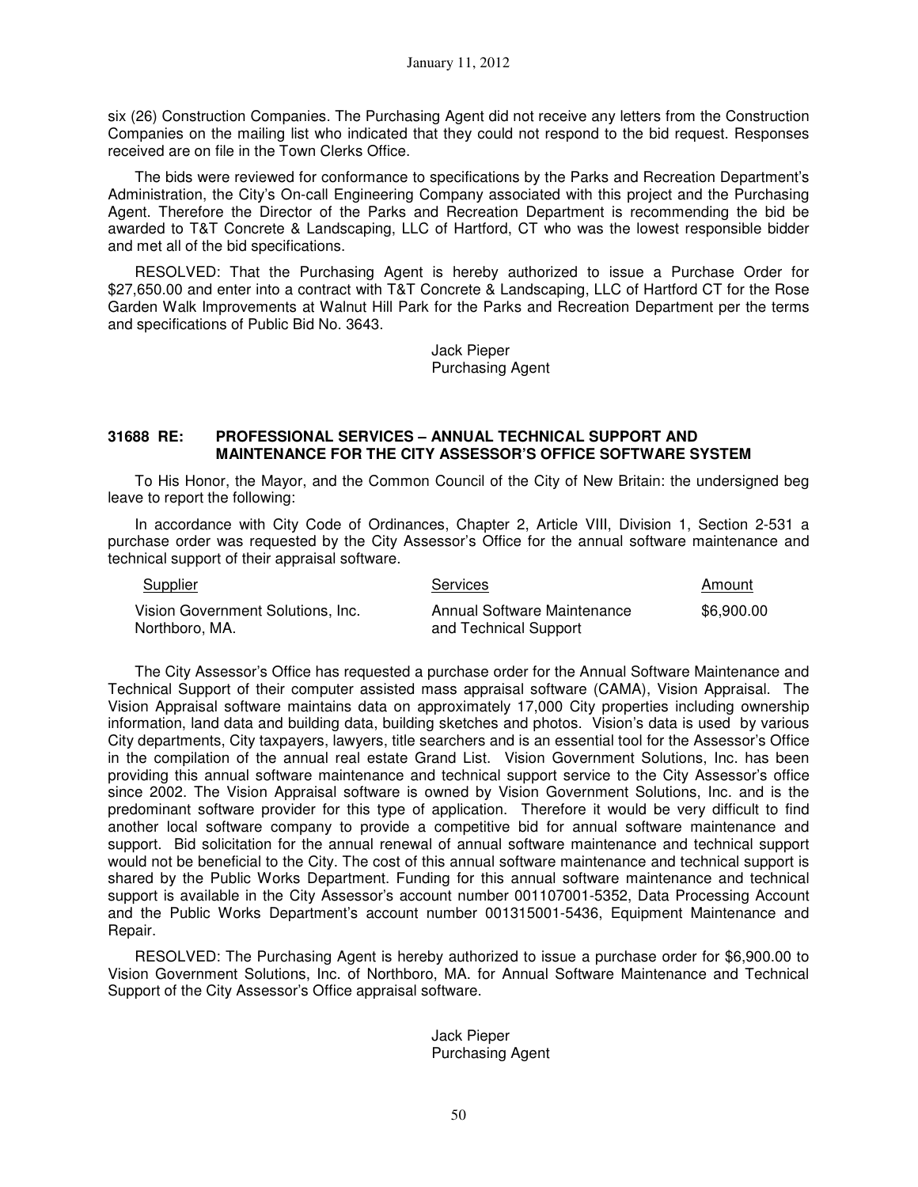six (26) Construction Companies. The Purchasing Agent did not receive any letters from the Construction Companies on the mailing list who indicated that they could not respond to the bid request. Responses received are on file in the Town Clerks Office.

The bids were reviewed for conformance to specifications by the Parks and Recreation Department's Administration, the City's On-call Engineering Company associated with this project and the Purchasing Agent. Therefore the Director of the Parks and Recreation Department is recommending the bid be awarded to T&T Concrete & Landscaping, LLC of Hartford, CT who was the lowest responsible bidder and met all of the bid specifications.

RESOLVED: That the Purchasing Agent is hereby authorized to issue a Purchase Order for $27,650.00 and enter into a contract with T&T Concrete & Landscaping, LLC of Hartford CT for the Rose Garden Walk Improvements at Walnut Hill Park for the Parks and Recreation Department per the terms and specifications of Public Bid No. 3643.

Jack Pieper
Purchasing Agent

**31688 RE: PROFESSIONAL SERVICES – ANNUAL TECHNICAL SUPPORT AND MAINTENANCE FOR THE CITY ASSESSOR'S OFFICE SOFTWARE SYSTEM**

To His Honor, the Mayor, and the Common Council of the City of New Britain: the undersigned beg leave to report the following:

In accordance with City Code of Ordinances, Chapter 2, Article VIII, Division 1, Section 2-531 a purchase order was requested by the City Assessor's Office for the annual software maintenance and technical support of their appraisal software.

| Supplier | Services | Amount |
|---|---|---|
| Vision Government Solutions, Inc. Northboro, MA. | Annual Software Maintenance and Technical Support | $6,900.00 |

The City Assessor's Office has requested a purchase order for the Annual Software Maintenance and Technical Support of their computer assisted mass appraisal software (CAMA), Vision Appraisal. The Vision Appraisal software maintains data on approximately 17,000 City properties including ownership information, land data and building data, building sketches and photos. Vision's data is used by various City departments, City taxpayers, lawyers, title searchers and is an essential tool for the Assessor's Office in the compilation of the annual real estate Grand List. Vision Government Solutions, Inc. has been providing this annual software maintenance and technical support service to the City Assessor's office since 2002. The Vision Appraisal software is owned by Vision Government Solutions, Inc. and is the predominant software provider for this type of application. Therefore it would be very difficult to find another local software company to provide a competitive bid for annual software maintenance and support. Bid solicitation for the annual renewal of annual software maintenance and technical support would not be beneficial to the City. The cost of this annual software maintenance and technical support is shared by the Public Works Department. Funding for this annual software maintenance and technical support is available in the City Assessor's account number 001107001-5352, Data Processing Account and the Public Works Department's account number 001315001-5436, Equipment Maintenance and Repair.

RESOLVED: The Purchasing Agent is hereby authorized to issue a purchase order for $6,900.00 to Vision Government Solutions, Inc. of Northboro, MA. for Annual Software Maintenance and Technical Support of the City Assessor's Office appraisal software.

Jack Pieper
Purchasing Agent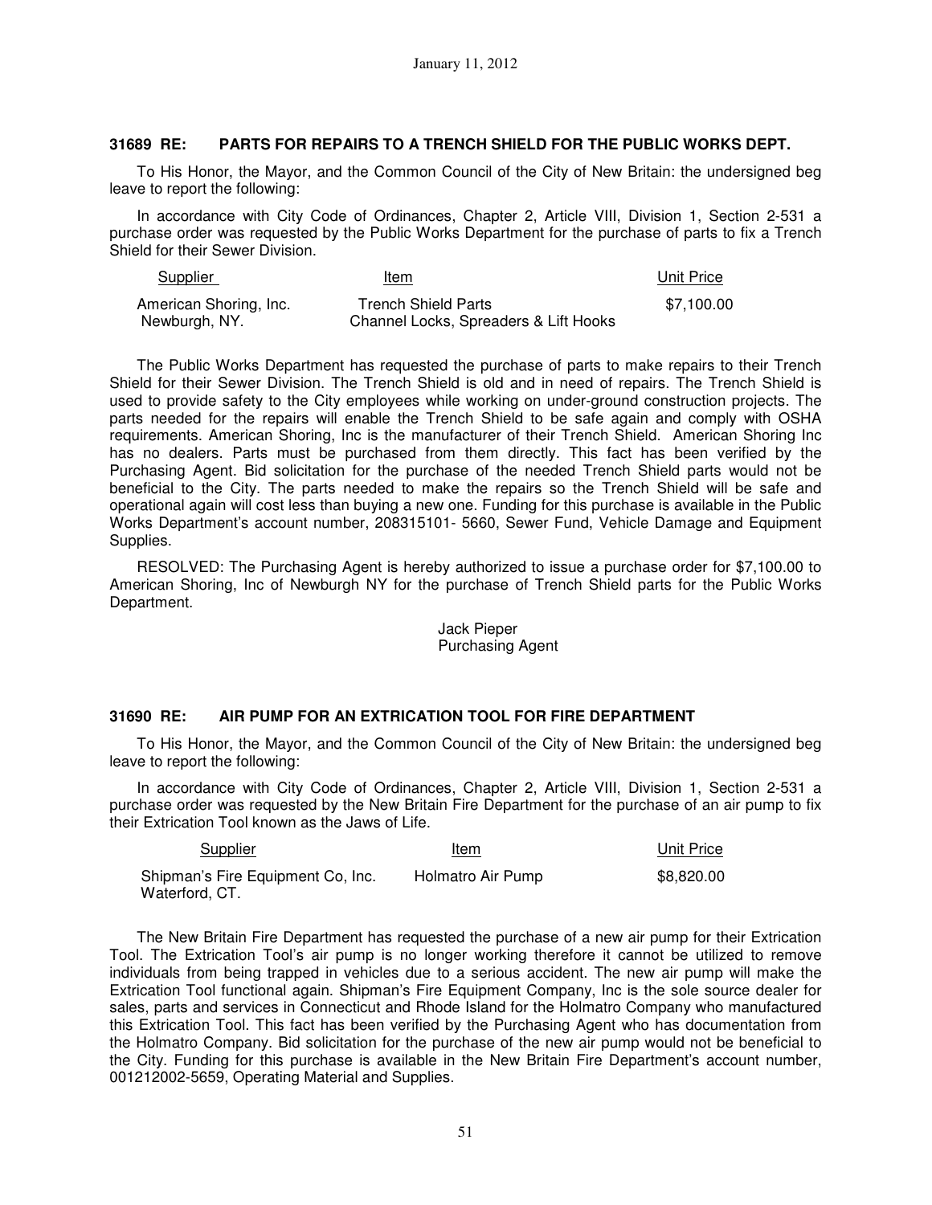### 31689 RE: PARTS FOR REPAIRS TO A TRENCH SHIELD FOR THE PUBLIC WORKS DEPT.

To His Honor, the Mayor, and the Common Council of the City of New Britain: the undersigned beg leave to report the following:

In accordance with City Code of Ordinances, Chapter 2, Article VIII, Division 1, Section 2-531 a purchase order was requested by the Public Works Department for the purchase of parts to fix a Trench Shield for their Sewer Division.

| Supplier | Item | Unit Price |
| --- | --- | --- |
| American Shoring, Inc. Newburgh, NY. | Trench Shield Parts Channel Locks, Spreaders & Lift Hooks | $7,100.00 |

The Public Works Department has requested the purchase of parts to make repairs to their Trench Shield for their Sewer Division. The Trench Shield is old and in need of repairs. The Trench Shield is used to provide safety to the City employees while working on under-ground construction projects. The parts needed for the repairs will enable the Trench Shield to be safe again and comply with OSHA requirements. American Shoring, Inc is the manufacturer of their Trench Shield. American Shoring Inc has no dealers. Parts must be purchased from them directly. This fact has been verified by the Purchasing Agent. Bid solicitation for the purchase of the needed Trench Shield parts would not be beneficial to the City. The parts needed to make the repairs so the Trench Shield will be safe and operational again will cost less than buying a new one. Funding for this purchase is available in the Public Works Department's account number, 208315101- 5660, Sewer Fund, Vehicle Damage and Equipment Supplies.

RESOLVED: The Purchasing Agent is hereby authorized to issue a purchase order for $7,100.00 to American Shoring, Inc of Newburgh NY for the purchase of Trench Shield parts for the Public Works Department.

Jack Pieper
Purchasing Agent

### 31690 RE: AIR PUMP FOR AN EXTRICATION TOOL FOR FIRE DEPARTMENT

To His Honor, the Mayor, and the Common Council of the City of New Britain: the undersigned beg leave to report the following:

In accordance with City Code of Ordinances, Chapter 2, Article VIII, Division 1, Section 2-531 a purchase order was requested by the New Britain Fire Department for the purchase of an air pump to fix their Extrication Tool known as the Jaws of Life.

| Supplier | Item | Unit Price |
| --- | --- | --- |
| Shipman's Fire Equipment Co, Inc. Waterford, CT. | Holmatro Air Pump | $8,820.00 |

The New Britain Fire Department has requested the purchase of a new air pump for their Extrication Tool. The Extrication Tool's air pump is no longer working therefore it cannot be utilized to remove individuals from being trapped in vehicles due to a serious accident. The new air pump will make the Extrication Tool functional again. Shipman's Fire Equipment Company, Inc is the sole source dealer for sales, parts and services in Connecticut and Rhode Island for the Holmatro Company who manufactured this Extrication Tool. This fact has been verified by the Purchasing Agent who has documentation from the Holmatro Company. Bid solicitation for the purchase of the new air pump would not be beneficial to the City. Funding for this purchase is available in the New Britain Fire Department's account number, 001212002-5659, Operating Material and Supplies.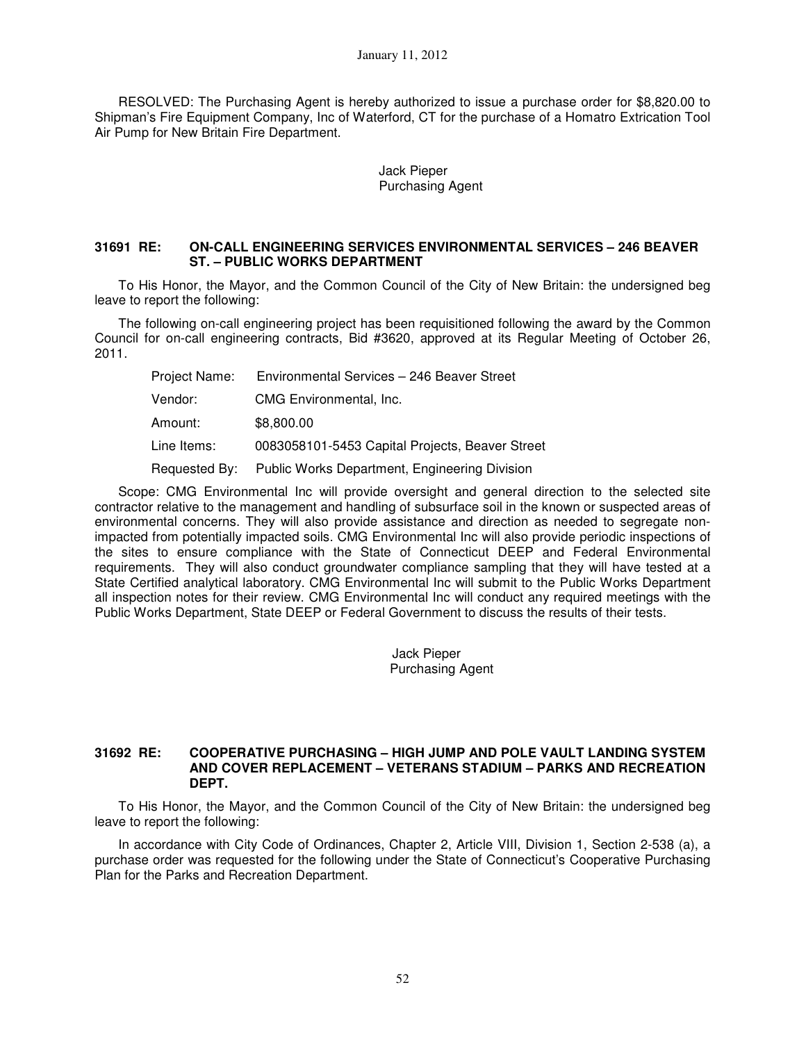RESOLVED: The Purchasing Agent is hereby authorized to issue a purchase order for $8,820.00 to Shipman's Fire Equipment Company, Inc of Waterford, CT for the purchase of a Homatro Extrication Tool Air Pump for New Britain Fire Department.

Jack Pieper
Purchasing Agent

### 31691 RE: ON-CALL ENGINEERING SERVICES ENVIRONMENTAL SERVICES – 246 BEAVER ST. – PUBLIC WORKS DEPARTMENT

To His Honor, the Mayor, and the Common Council of the City of New Britain: the undersigned beg leave to report the following:

The following on-call engineering project has been requisitioned following the award by the Common Council for on-call engineering contracts, Bid #3620, approved at its Regular Meeting of October 26, 2011.

| | |
|---|---|
| Project Name: | Environmental Services – 246 Beaver Street |
| Vendor: | CMG Environmental, Inc. |
| Amount: | $8,800.00 |
| Line Items: | 0083058101-5453 Capital Projects, Beaver Street |
| Requested By: | Public Works Department, Engineering Division |

Scope: CMG Environmental Inc will provide oversight and general direction to the selected site contractor relative to the management and handling of subsurface soil in the known or suspected areas of environmental concerns. They will also provide assistance and direction as needed to segregate non-impacted from potentially impacted soils. CMG Environmental Inc will also provide periodic inspections of the sites to ensure compliance with the State of Connecticut DEEP and Federal Environmental requirements. They will also conduct groundwater compliance sampling that they will have tested at a State Certified analytical laboratory. CMG Environmental Inc will submit to the Public Works Department all inspection notes for their review. CMG Environmental Inc will conduct any required meetings with the Public Works Department, State DEEP or Federal Government to discuss the results of their tests.

Jack Pieper
Purchasing Agent

### 31692 RE: COOPERATIVE PURCHASING – HIGH JUMP AND POLE VAULT LANDING SYSTEM AND COVER REPLACEMENT – VETERANS STADIUM – PARKS AND RECREATION DEPT.

To His Honor, the Mayor, and the Common Council of the City of New Britain: the undersigned beg leave to report the following:

In accordance with City Code of Ordinances, Chapter 2, Article VIII, Division 1, Section 2-538 (a), a purchase order was requested for the following under the State of Connecticut's Cooperative Purchasing Plan for the Parks and Recreation Department.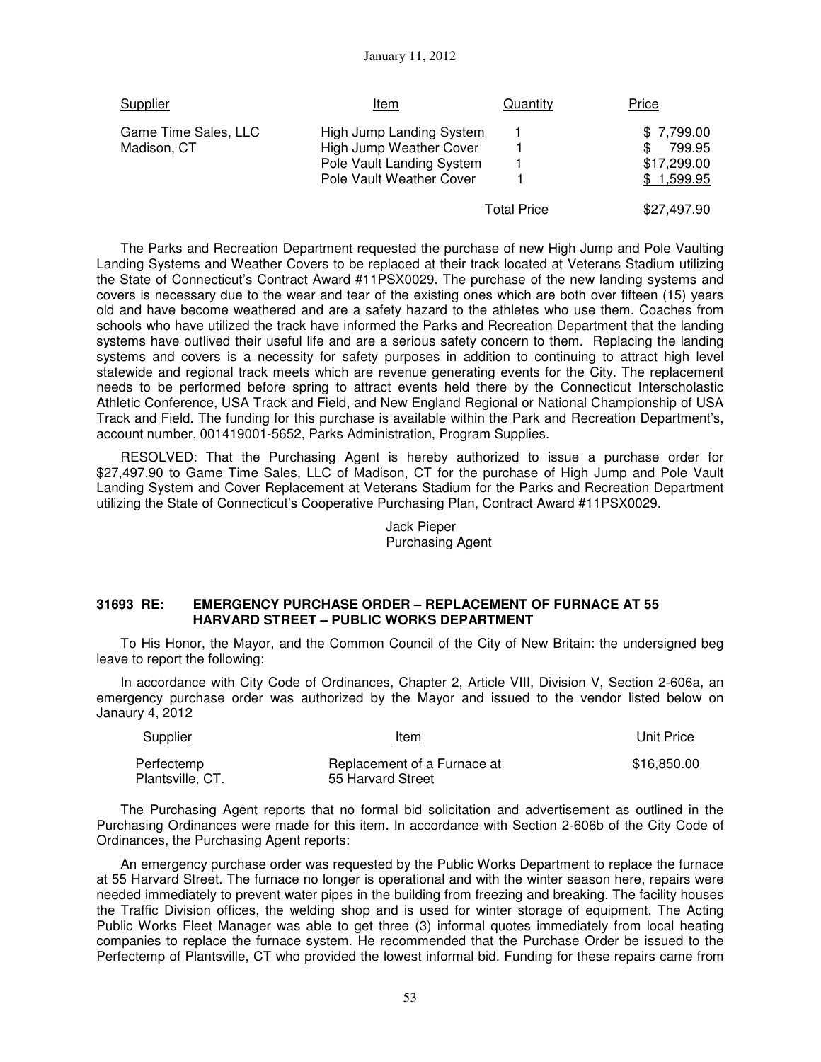| Supplier | Item | Quantity | Price |
|---|---|---|---|
| Game Time Sales, LLC Madison, CT | High Jump Landing System | 1 | $ 7,799.00 |
| | High Jump Weather Cover | 1 | $ 799.95 |
| | Pole Vault Landing System | 1 | $17,299.00 |
| | Pole Vault Weather Cover | 1 | $ 1,599.95 |
| | | Total Price | $27,497.90 |

The Parks and Recreation Department requested the purchase of new High Jump and Pole Vaulting Landing Systems and Weather Covers to be replaced at their track located at Veterans Stadium utilizing the State of Connecticut's Contract Award #11PSX0029. The purchase of the new landing systems and covers is necessary due to the wear and tear of the existing ones which are both over fifteen (15) years old and have become weathered and are a safety hazard to the athletes who use them. Coaches from schools who have utilized the track have informed the Parks and Recreation Department that the landing systems have outlived their useful life and are a serious safety concern to them. Replacing the landing systems and covers is a necessity for safety purposes in addition to continuing to attract high level statewide and regional track meets which are revenue generating events for the City. The replacement needs to be performed before spring to attract events held there by the Connecticut Interscholastic Athletic Conference, USA Track and Field, and New England Regional or National Championship of USA Track and Field. The funding for this purchase is available within the Park and Recreation Department's, account number, 001419001-5652, Parks Administration, Program Supplies.

RESOLVED: That the Purchasing Agent is hereby authorized to issue a purchase order for $27,497.90 to Game Time Sales, LLC of Madison, CT for the purchase of High Jump and Pole Vault Landing System and Cover Replacement at Veterans Stadium for the Parks and Recreation Department utilizing the State of Connecticut's Cooperative Purchasing Plan, Contract Award #11PSX0029.

Jack Pieper
Purchasing Agent

**31693 RE: EMERGENCY PURCHASE ORDER – REPLACEMENT OF FURNACE AT 55 HARVARD STREET – PUBLIC WORKS DEPARTMENT**

To His Honor, the Mayor, and the Common Council of the City of New Britain: the undersigned beg leave to report the following:

In accordance with City Code of Ordinances, Chapter 2, Article VIII, Division V, Section 2-606a, an emergency purchase order was authorized by the Mayor and issued to the vendor listed below on Janaury 4, 2012

| Supplier | Item | Unit Price |
|---|---|---|
| Perfectemp Plantsville, CT. | Replacement of a Furnace at 55 Harvard Street | $16,850.00 |

The Purchasing Agent reports that no formal bid solicitation and advertisement as outlined in the Purchasing Ordinances were made for this item. In accordance with Section 2-606b of the City Code of Ordinances, the Purchasing Agent reports:

An emergency purchase order was requested by the Public Works Department to replace the furnace at 55 Harvard Street. The furnace no longer is operational and with the winter season here, repairs were needed immediately to prevent water pipes in the building from freezing and breaking. The facility houses the Traffic Division offices, the welding shop and is used for winter storage of equipment. The Acting Public Works Fleet Manager was able to get three (3) informal quotes immediately from local heating companies to replace the furnace system. He recommended that the Purchase Order be issued to the Perfectemp of Plantsville, CT who provided the lowest informal bid. Funding for these repairs came from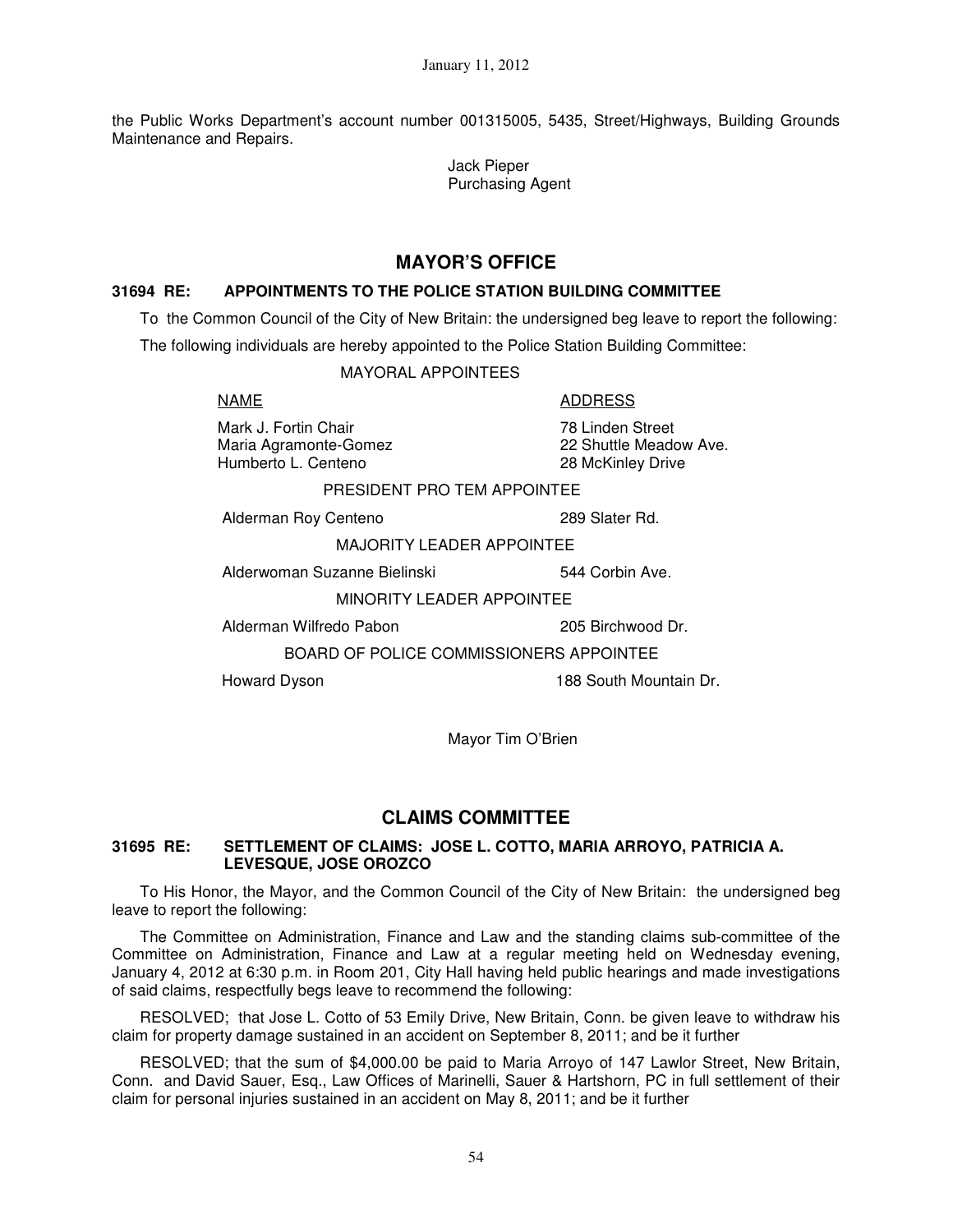the Public Works Department's account number 001315005, 5435, Street/Highways, Building Grounds Maintenance and Repairs.

Jack Pieper
Purchasing Agent

## MAYOR'S OFFICE

**31694 RE: APPOINTMENTS TO THE POLICE STATION BUILDING COMMITTEE**

To the Common Council of the City of New Britain: the undersigned beg leave to report the following:

The following individuals are hereby appointed to the Police Station Building Committee:

MAYORAL APPOINTEES

| NAME | ADDRESS |
|---|---|
| Mark J. Fortin Chair | 78 Linden Street |
| Maria Agramonte-Gomez | 22 Shuttle Meadow Ave. |
| Humberto L. Centeno | 28 McKinley Drive |

PRESIDENT PRO TEM APPOINTEE

| | |
|---|---|
| Alderman Roy Centeno | 289 Slater Rd. |

MAJORITY LEADER APPOINTEE

| | |
|---|---|
| Alderwoman Suzanne Bielinski | 544 Corbin Ave. |

MINORITY LEADER APPOINTEE

| | |
|---|---|
| Alderman Wilfredo Pabon | 205 Birchwood Dr. |

BOARD OF POLICE COMMISSIONERS APPOINTEE

| | |
|---|---|
| Howard Dyson | 188 South Mountain Dr. |

Mayor Tim O'Brien

## CLAIMS COMMITTEE

**31695 RE: SETTLEMENT OF CLAIMS: JOSE L. COTTO, MARIA ARROYO, PATRICIA A. LEVESQUE, JOSE OROZCO**

To His Honor, the Mayor, and the Common Council of the City of New Britain: the undersigned beg leave to report the following:

The Committee on Administration, Finance and Law and the standing claims sub-committee of the Committee on Administration, Finance and Law at a regular meeting held on Wednesday evening, January 4, 2012 at 6:30 p.m. in Room 201, City Hall having held public hearings and made investigations of said claims, respectfully begs leave to recommend the following:

RESOLVED; that Jose L. Cotto of 53 Emily Drive, New Britain, Conn. be given leave to withdraw his claim for property damage sustained in an accident on September 8, 2011; and be it further

RESOLVED; that the sum of $4,000.00 be paid to Maria Arroyo of 147 Lawlor Street, New Britain, Conn. and David Sauer, Esq., Law Offices of Marinelli, Sauer & Hartshorn, PC in full settlement of their claim for personal injuries sustained in an accident on May 8, 2011; and be it further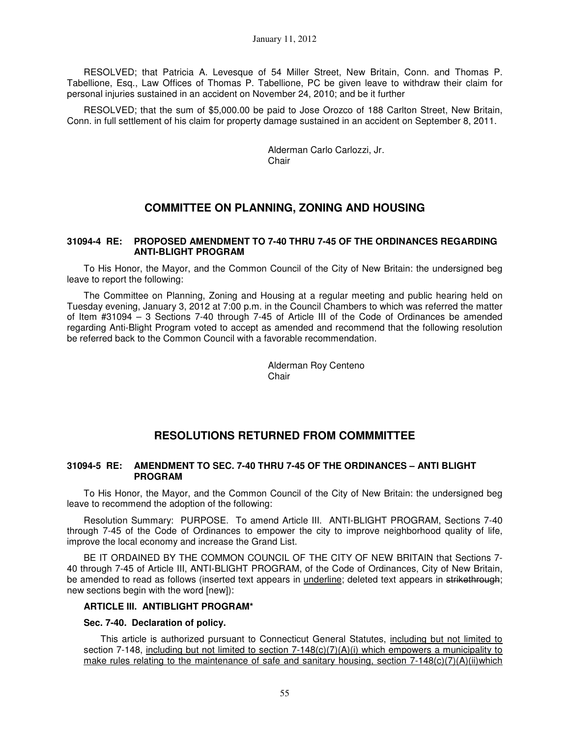RESOLVED; that Patricia A. Levesque of 54 Miller Street, New Britain, Conn. and Thomas P. Tabellione, Esq., Law Offices of Thomas P. Tabellione, PC be given leave to withdraw their claim for personal injuries sustained in an accident on November 24, 2010; and be it further

RESOLVED; that the sum of $5,000.00 be paid to Jose Orozco of 188 Carlton Street, New Britain, Conn. in full settlement of his claim for property damage sustained in an accident on September 8, 2011.

Alderman Carlo Carlozzi, Jr.
Chair

## COMMITTEE ON PLANNING, ZONING AND HOUSING

### 31094-4 RE: PROPOSED AMENDMENT TO 7-40 THRU 7-45 OF THE ORDINANCES REGARDING ANTI-BLIGHT PROGRAM

To His Honor, the Mayor, and the Common Council of the City of New Britain: the undersigned beg leave to report the following:

The Committee on Planning, Zoning and Housing at a regular meeting and public hearing held on Tuesday evening, January 3, 2012 at 7:00 p.m. in the Council Chambers to which was referred the matter of Item #31094 – 3 Sections 7-40 through 7-45 of Article III of the Code of Ordinances be amended regarding Anti-Blight Program voted to accept as amended and recommend that the following resolution be referred back to the Common Council with a favorable recommendation.

Alderman Roy Centeno
Chair

## RESOLUTIONS RETURNED FROM COMMMITTEE

### 31094-5 RE: AMENDMENT TO SEC. 7-40 THRU 7-45 OF THE ORDINANCES – ANTI BLIGHT PROGRAM

To His Honor, the Mayor, and the Common Council of the City of New Britain: the undersigned beg leave to recommend the adoption of the following:

Resolution Summary: PURPOSE. To amend Article III. ANTI-BLIGHT PROGRAM, Sections 7-40 through 7-45 of the Code of Ordinances to empower the city to improve neighborhood quality of life, improve the local economy and increase the Grand List.

BE IT ORDAINED BY THE COMMON COUNCIL OF THE CITY OF NEW BRITAIN that Sections 7-40 through 7-45 of Article III, ANTI-BLIGHT PROGRAM, of the Code of Ordinances, City of New Britain, be amended to read as follows (inserted text appears in <u>underline</u>; deleted text appears in ~~strikethrough~~; new sections begin with the word [new]):

**ARTICLE III. ANTIBLIGHT PROGRAM***

**Sec. 7-40. Declaration of policy.**

This article is authorized pursuant to Connecticut General Statutes, <u>including but not limited to</u> section 7-148, <u>including but not limited to section 7-148(c)(7)(A)(i) which empowers a municipality to make rules relating to the maintenance of safe and sanitary housing, section 7-148(c)(7)(A)(ii)which</u>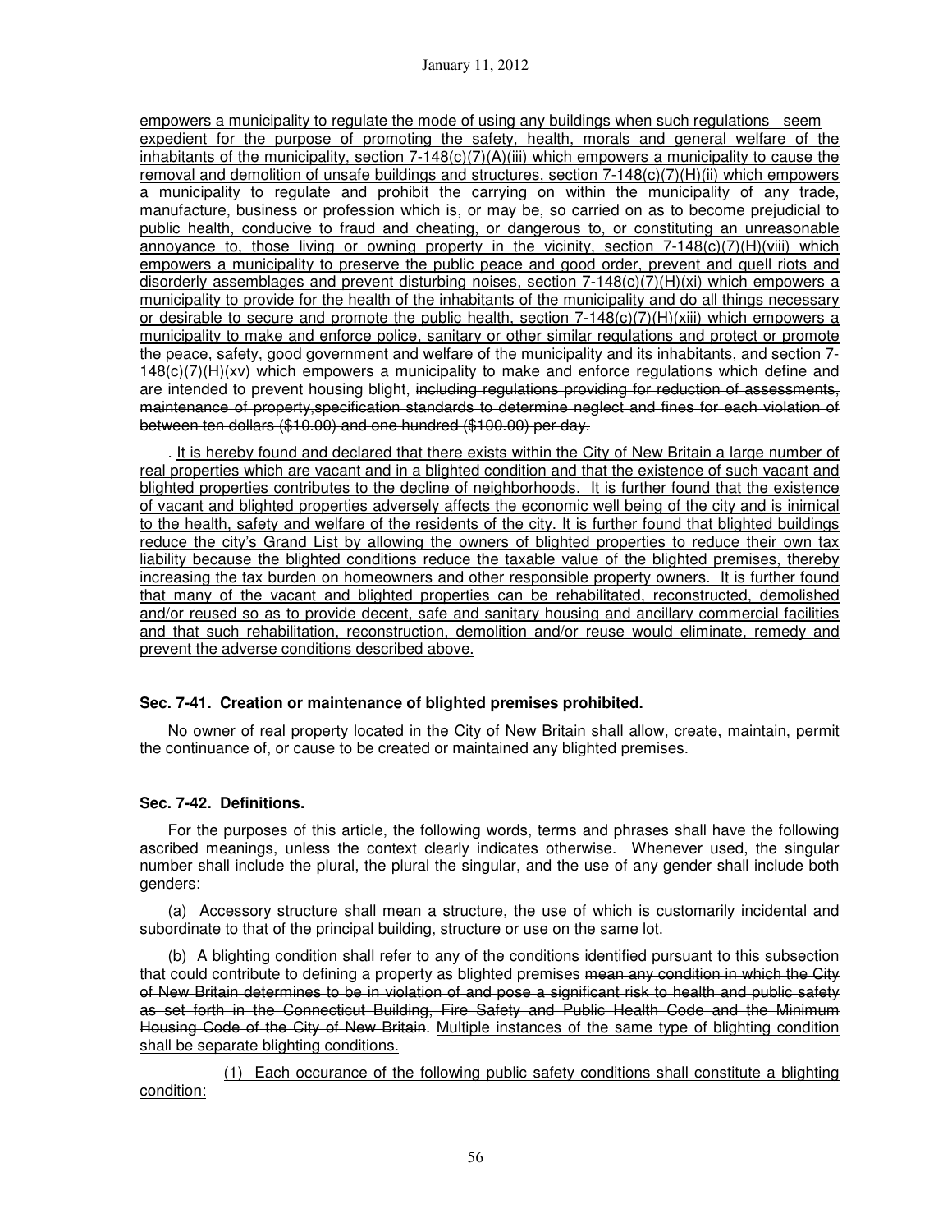empowers a municipality to regulate the mode of using any buildings when such regulations seem expedient for the purpose of promoting the safety, health, morals and general welfare of the inhabitants of the municipality, section 7-148(c)(7)(A)(iii) which empowers a municipality to cause the removal and demolition of unsafe buildings and structures, section 7-148(c)(7)(H)(ii) which empowers a municipality to regulate and prohibit the carrying on within the municipality of any trade, manufacture, business or profession which is, or may be, so carried on as to become prejudicial to public health, conducive to fraud and cheating, or dangerous to, or constituting an unreasonable annoyance to, those living or owning property in the vicinity, section 7-148(c)(7)(H)(viii) which empowers a municipality to preserve the public peace and good order, prevent and quell riots and disorderly assemblages and prevent disturbing noises, section 7-148(c)(7)(H)(xi) which empowers a municipality to provide for the health of the inhabitants of the municipality and do all things necessary or desirable to secure and promote the public health, section 7-148(c)(7)(H)(xiii) which empowers a municipality to make and enforce police, sanitary or other similar regulations and protect or promote the peace, safety, good government and welfare of the municipality and its inhabitants, and section 7-148(c)(7)(H)(xv) which empowers a municipality to make and enforce regulations which define and are intended to prevent housing blight, ~~including regulations providing for reduction of assessments, maintenance of property,specification standards to determine neglect and fines for each violation of between ten dollars ($10.00) and one hundred ($100.00) per day.~~

. It is hereby found and declared that there exists within the City of New Britain a large number of real properties which are vacant and in a blighted condition and that the existence of such vacant and blighted properties contributes to the decline of neighborhoods. It is further found that the existence of vacant and blighted properties adversely affects the economic well being of the city and is inimical to the health, safety and welfare of the residents of the city. It is further found that blighted buildings reduce the city's Grand List by allowing the owners of blighted properties to reduce their own tax liability because the blighted conditions reduce the taxable value of the blighted premises, thereby increasing the tax burden on homeowners and other responsible property owners. It is further found that many of the vacant and blighted properties can be rehabilitated, reconstructed, demolished and/or reused so as to provide decent, safe and sanitary housing and ancillary commercial facilities and that such rehabilitation, reconstruction, demolition and/or reuse would eliminate, remedy and prevent the adverse conditions described above.

**Sec. 7-41. Creation or maintenance of blighted premises prohibited.**

No owner of real property located in the City of New Britain shall allow, create, maintain, permit the continuance of, or cause to be created or maintained any blighted premises.

**Sec. 7-42. Definitions.**

For the purposes of this article, the following words, terms and phrases shall have the following ascribed meanings, unless the context clearly indicates otherwise. Whenever used, the singular number shall include the plural, the plural the singular, and the use of any gender shall include both genders:

(a) Accessory structure shall mean a structure, the use of which is customarily incidental and subordinate to that of the principal building, structure or use on the same lot.

(b) A blighting condition shall refer to any of the conditions identified pursuant to this subsection that could contribute to defining a property as blighted premises ~~mean any condition in which the City of New Britain determines to be in violation of and pose a significant risk to health and public safety as set forth in the Connecticut Building, Fire Safety and Public Health Code and the Minimum Housing Code of the City of New Britain~~. Multiple instances of the same type of blighting condition shall be separate blighting conditions.

(1) Each occurance of the following public safety conditions shall constitute a blighting condition: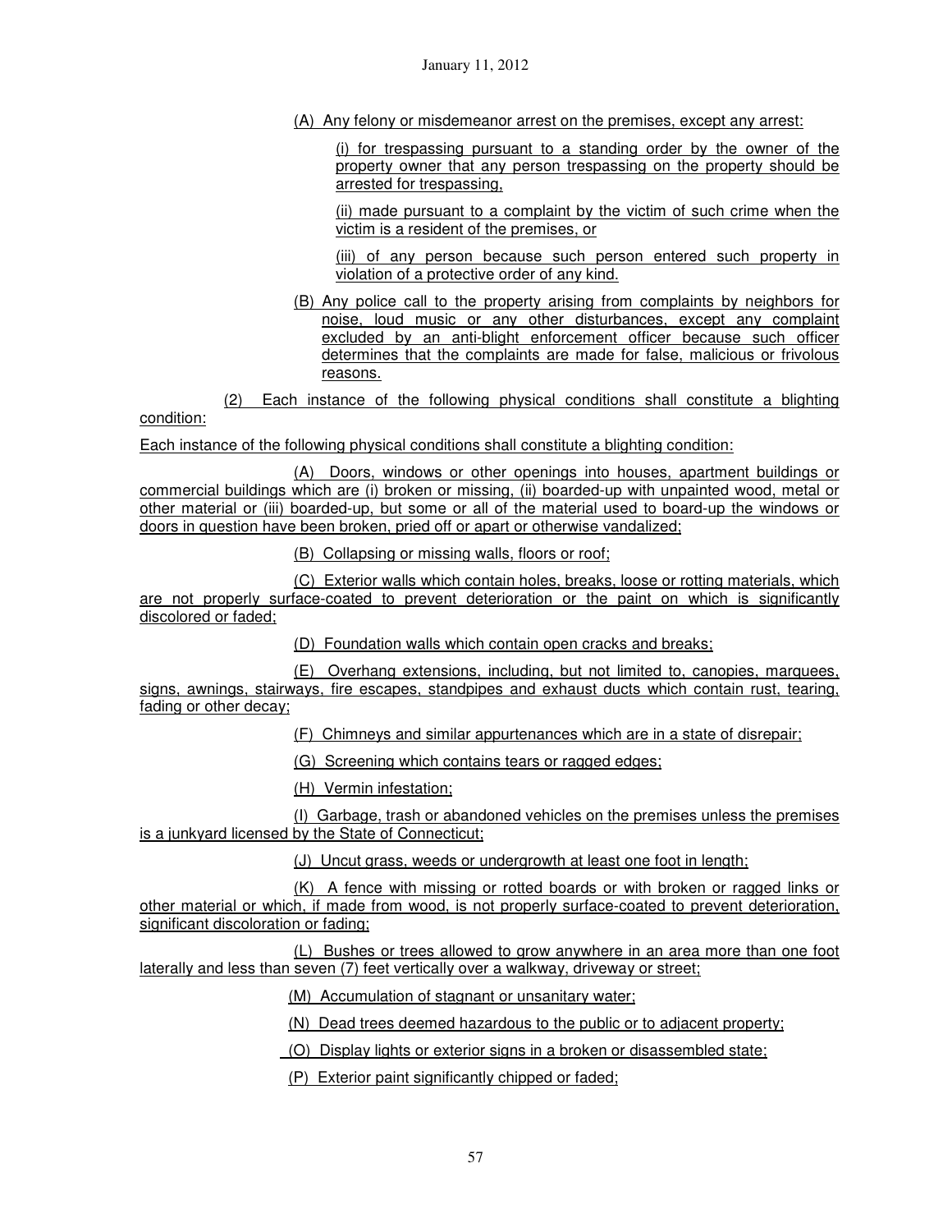(A) Any felony or misdemeanor arrest on the premises, except any arrest:

(i) for trespassing pursuant to a standing order by the owner of the property owner that any person trespassing on the property should be arrested for trespassing,

(ii) made pursuant to a complaint by the victim of such crime when the victim is a resident of the premises, or

(iii) of any person because such person entered such property in violation of a protective order of any kind.

(B) Any police call to the property arising from complaints by neighbors for noise, loud music or any other disturbances, except any complaint excluded by an anti-blight enforcement officer because such officer determines that the complaints are made for false, malicious or frivolous reasons.

(2) Each instance of the following physical conditions shall constitute a blighting condition:

Each instance of the following physical conditions shall constitute a blighting condition:

(A) Doors, windows or other openings into houses, apartment buildings or commercial buildings which are (i) broken or missing, (ii) boarded-up with unpainted wood, metal or other material or (iii) boarded-up, but some or all of the material used to board-up the windows or doors in question have been broken, pried off or apart or otherwise vandalized;

(B) Collapsing or missing walls, floors or roof;

(C) Exterior walls which contain holes, breaks, loose or rotting materials, which are not properly surface-coated to prevent deterioration or the paint on which is significantly discolored or faded;

(D) Foundation walls which contain open cracks and breaks;

(E) Overhang extensions, including, but not limited to, canopies, marquees, signs, awnings, stairways, fire escapes, standpipes and exhaust ducts which contain rust, tearing, fading or other decay;

(F) Chimneys and similar appurtenances which are in a state of disrepair;

(G) Screening which contains tears or ragged edges;

(H) Vermin infestation;

(I) Garbage, trash or abandoned vehicles on the premises unless the premises is a junkyard licensed by the State of Connecticut;

(J) Uncut grass, weeds or undergrowth at least one foot in length;

(K) A fence with missing or rotted boards or with broken or ragged links or other material or which, if made from wood, is not properly surface-coated to prevent deterioration, significant discoloration or fading;

(L) Bushes or trees allowed to grow anywhere in an area more than one foot laterally and less than seven (7) feet vertically over a walkway, driveway or street;

(M) Accumulation of stagnant or unsanitary water;

(N) Dead trees deemed hazardous to the public or to adjacent property;

(O) Display lights or exterior signs in a broken or disassembled state;

(P) Exterior paint significantly chipped or faded;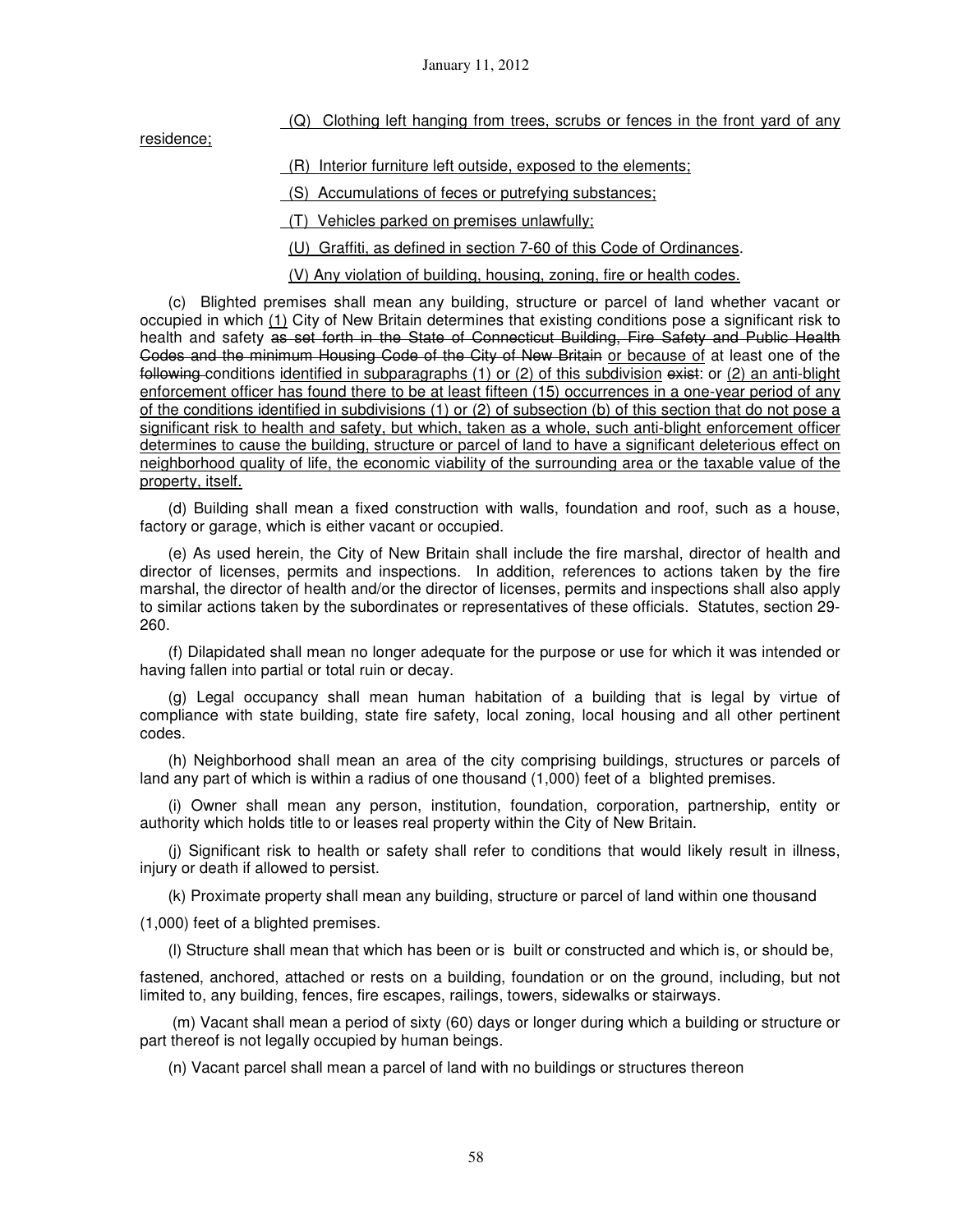(Q) Clothing left hanging from trees, scrubs or fences in the front yard of any residence;

(R) Interior furniture left outside, exposed to the elements;

(S) Accumulations of feces or putrefying substances;

(T) Vehicles parked on premises unlawfully;

(U) Graffiti, as defined in section 7-60 of this Code of Ordinances.

(V) Any violation of building, housing, zoning, fire or health codes.

(c) Blighted premises shall mean any building, structure or parcel of land whether vacant or occupied in which (1) City of New Britain determines that existing conditions pose a significant risk to health and safety ~~as set forth in the State of Connecticut Building, Fire Safety and Public Health Codes and the minimum Housing Code of the City of New Britain~~ or because of at least one of the ~~following~~ conditions identified in subparagraphs (1) or (2) of this subdivision ~~exist~~: or (2) an anti-blight enforcement officer has found there to be at least fifteen (15) occurrences in a one-year period of any of the conditions identified in subdivisions (1) or (2) of subsection (b) of this section that do not pose a significant risk to health and safety, but which, taken as a whole, such anti-blight enforcement officer determines to cause the building, structure or parcel of land to have a significant deleterious effect on neighborhood quality of life, the economic viability of the surrounding area or the taxable value of the property, itself.

(d) Building shall mean a fixed construction with walls, foundation and roof, such as a house, factory or garage, which is either vacant or occupied.

(e) As used herein, the City of New Britain shall include the fire marshal, director of health and director of licenses, permits and inspections. In addition, references to actions taken by the fire marshal, the director of health and/or the director of licenses, permits and inspections shall also apply to similar actions taken by the subordinates or representatives of these officials. Statutes, section 29-260.

(f) Dilapidated shall mean no longer adequate for the purpose or use for which it was intended or having fallen into partial or total ruin or decay.

(g) Legal occupancy shall mean human habitation of a building that is legal by virtue of compliance with state building, state fire safety, local zoning, local housing and all other pertinent codes.

(h) Neighborhood shall mean an area of the city comprising buildings, structures or parcels of land any part of which is within a radius of one thousand (1,000) feet of a blighted premises.

(i) Owner shall mean any person, institution, foundation, corporation, partnership, entity or authority which holds title to or leases real property within the City of New Britain.

(j) Significant risk to health or safety shall refer to conditions that would likely result in illness, injury or death if allowed to persist.

(k) Proximate property shall mean any building, structure or parcel of land within one thousand (1,000) feet of a blighted premises.

(l) Structure shall mean that which has been or is built or constructed and which is, or should be, fastened, anchored, attached or rests on a building, foundation or on the ground, including, but not limited to, any building, fences, fire escapes, railings, towers, sidewalks or stairways.

(m) Vacant shall mean a period of sixty (60) days or longer during which a building or structure or part thereof is not legally occupied by human beings.

(n) Vacant parcel shall mean a parcel of land with no buildings or structures thereon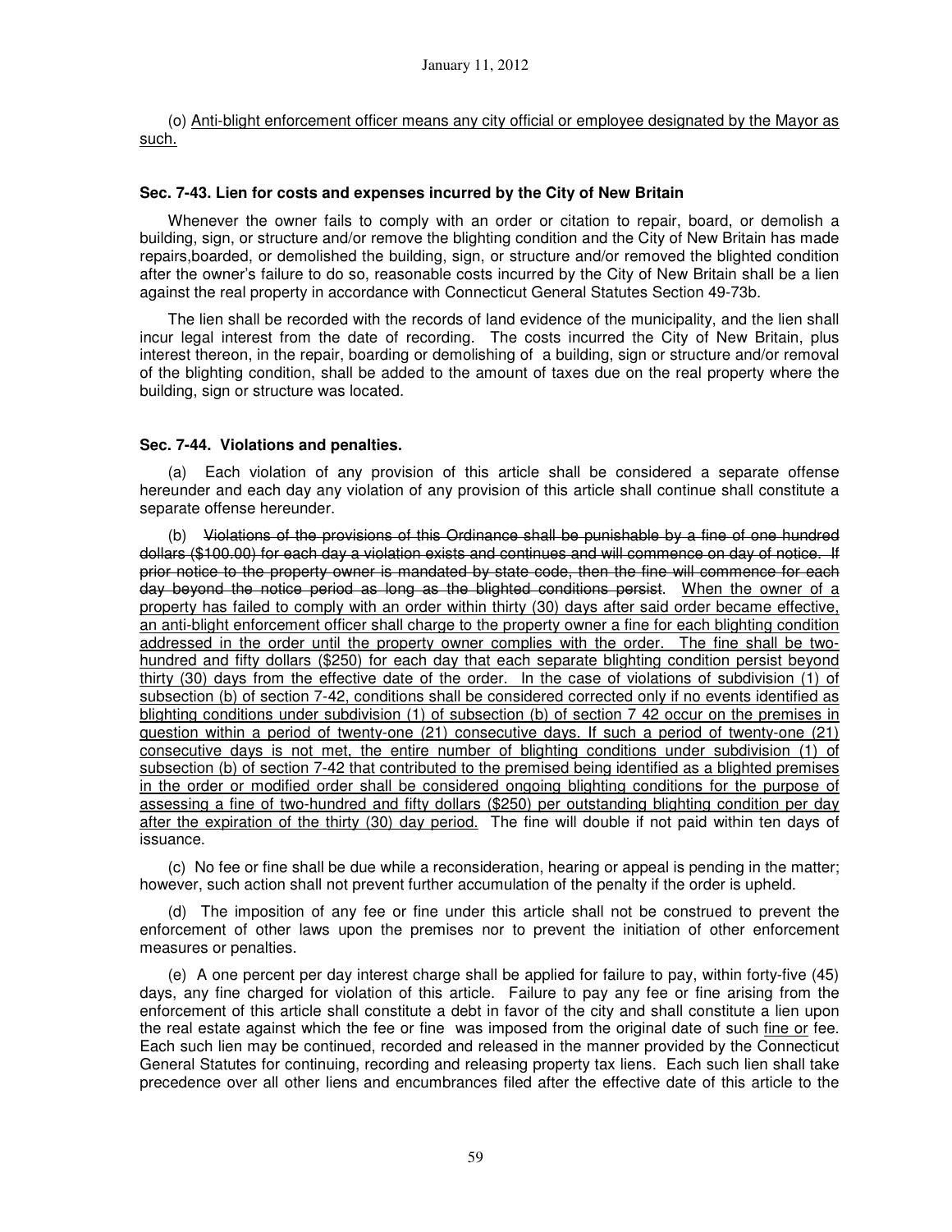(o) Anti-blight enforcement officer means any city official or employee designated by the Mayor as such.

**Sec. 7-43. Lien for costs and expenses incurred by the City of New Britain**

Whenever the owner fails to comply with an order or citation to repair, board, or demolish a building, sign, or structure and/or remove the blighting condition and the City of New Britain has made repairs,boarded, or demolished the building, sign, or structure and/or removed the blighted condition after the owner's failure to do so, reasonable costs incurred by the City of New Britain shall be a lien against the real property in accordance with Connecticut General Statutes Section 49-73b.

The lien shall be recorded with the records of land evidence of the municipality, and the lien shall incur legal interest from the date of recording. The costs incurred the City of New Britain, plus interest thereon, in the repair, boarding or demolishing of a building, sign or structure and/or removal of the blighting condition, shall be added to the amount of taxes due on the real property where the building, sign or structure was located.

**Sec. 7-44. Violations and penalties.**

(a) Each violation of any provision of this article shall be considered a separate offense hereunder and each day any violation of any provision of this article shall continue shall constitute a separate offense hereunder.

(b) ~~Violations of the provisions of this Ordinance shall be punishable by a fine of one hundred dollars ($100.00) for each day a violation exists and continues and will commence on day of notice. If prior notice to the property owner is mandated by state code, then the fine will commence for each day beyond the notice period as long as the blighted conditions persist~~. When the owner of a property has failed to comply with an order within thirty (30) days after said order became effective, an anti-blight enforcement officer shall charge to the property owner a fine for each blighting condition addressed in the order until the property owner complies with the order. The fine shall be two-hundred and fifty dollars ($250) for each day that each separate blighting condition persist beyond thirty (30) days from the effective date of the order. In the case of violations of subdivision (1) of subsection (b) of section 7-42, conditions shall be considered corrected only if no events identified as blighting conditions under subdivision (1) of subsection (b) of section 7 42 occur on the premises in question within a period of twenty-one (21) consecutive days. If such a period of twenty-one (21) consecutive days is not met, the entire number of blighting conditions under subdivision (1) of subsection (b) of section 7-42 that contributed to the premised being identified as a blighted premises in the order or modified order shall be considered ongoing blighting conditions for the purpose of assessing a fine of two-hundred and fifty dollars ($250) per outstanding blighting condition per day after the expiration of the thirty (30) day period. The fine will double if not paid within ten days of issuance.

(c) No fee or fine shall be due while a reconsideration, hearing or appeal is pending in the matter; however, such action shall not prevent further accumulation of the penalty if the order is upheld.

(d) The imposition of any fee or fine under this article shall not be construed to prevent the enforcement of other laws upon the premises nor to prevent the initiation of other enforcement measures or penalties.

(e) A one percent per day interest charge shall be applied for failure to pay, within forty-five (45) days, any fine charged for violation of this article. Failure to pay any fee or fine arising from the enforcement of this article shall constitute a debt in favor of the city and shall constitute a lien upon the real estate against which the fee or fine was imposed from the original date of such fine or fee. Each such lien may be continued, recorded and released in the manner provided by the Connecticut General Statutes for continuing, recording and releasing property tax liens. Each such lien shall take precedence over all other liens and encumbrances filed after the effective date of this article to the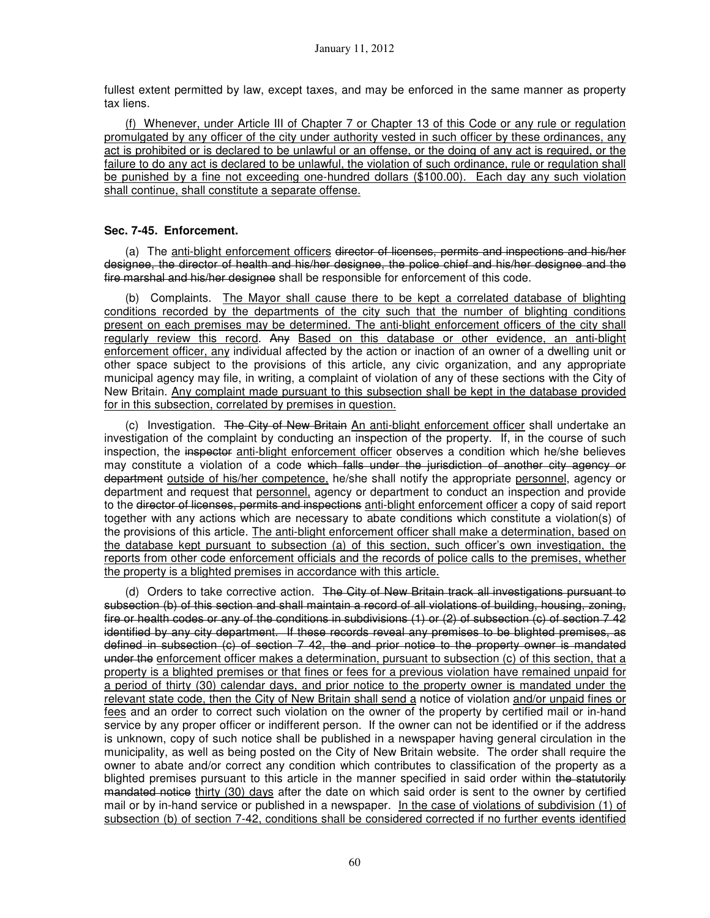fullest extent permitted by law, except taxes, and may be enforced in the same manner as property tax liens.

<u>(f) Whenever, under Article III of Chapter 7 or Chapter 13 of this Code or any rule or regulation promulgated by any officer of the city under authority vested in such officer by these ordinances, any act is prohibited or is declared to be unlawful or an offense, or the doing of any act is required, or the failure to do any act is declared to be unlawful, the violation of such ordinance, rule or regulation shall be punished by a fine not exceeding one-hundred dollars ($100.00). Each day any such violation shall continue, shall constitute a separate offense.</u>

**Sec. 7-45. Enforcement.**

(a) The <u>anti-blight enforcement officers</u> ~~director of licenses, permits and inspections and his/her designee, the director of health and his/her designee, the police chief and his/her designee and the fire marshal and his/her designee~~ shall be responsible for enforcement of this code.

(b) Complaints. <u>The Mayor shall cause there to be kept a correlated database of blighting conditions recorded by the departments of the city such that the number of blighting conditions present on each premises may be determined. The anti-blight enforcement officers of the city shall regularly review this record.</u> ~~Any~~ <u>Based on this database or other evidence, an anti-blight enforcement officer, any</u> individual affected by the action or inaction of an owner of a dwelling unit or other space subject to the provisions of this article, any civic organization, and any appropriate municipal agency may file, in writing, a complaint of violation of any of these sections with the City of New Britain. <u>Any complaint made pursuant to this subsection shall be kept in the database provided for in this subsection, correlated by premises in question.</u>

(c) Investigation. ~~The City of New Britain~~ <u>An anti-blight enforcement officer</u> shall undertake an investigation of the complaint by conducting an inspection of the property. If, in the course of such inspection, the ~~inspector~~ <u>anti-blight enforcement officer</u> observes a condition which he/she believes may constitute a violation of a code ~~which falls under the jurisdiction of another city agency or department~~ <u>outside of his/her competence,</u> he/she shall notify the appropriate <u>personnel</u>, agency or department and request that <u>personnel,</u> agency or department to conduct an inspection and provide to the ~~director of licenses, permits and inspections~~ <u>anti-blight enforcement officer</u> a copy of said report together with any actions which are necessary to abate conditions which constitute a violation(s) of the provisions of this article. <u>The anti-blight enforcement officer shall make a determination, based on the database kept pursuant to subsection (a) of this section, such officer's own investigation, the reports from other code enforcement officials and the records of police calls to the premises, whether the property is a blighted premises in accordance with this article.</u>

(d) Orders to take corrective action. ~~The City of New Britain track all investigations pursuant to subsection (b) of this section and shall maintain a record of all violations of building, housing, zoning, fire or health codes or any of the conditions in subdivisions (1) or (2) of subsection (c) of section 7-42 identified by any city department. If these records reveal any premises to be blighted premises, as defined in subsection (c) of section 7-42, the and prior notice to the property owner is mandated under the~~ <u>enforcement officer makes a determination, pursuant to subsection (c) of this section, that a property is a blighted premises or that fines or fees for a previous violation have remained unpaid for a period of thirty (30) calendar days, and prior notice to the property owner is mandated under the relevant state code, then the City of New Britain shall send a</u> notice of violation <u>and/or unpaid fines or fees</u> and an order to correct such violation on the owner of the property by certified mail or in-hand service by any proper officer or indifferent person. If the owner can not be identified or if the address is unknown, copy of such notice shall be published in a newspaper having general circulation in the municipality, as well as being posted on the City of New Britain website. The order shall require the owner to abate and/or correct any condition which contributes to classification of the property as a blighted premises pursuant to this article in the manner specified in said order within ~~the statutorily mandated notice~~ <u>thirty (30) days</u> after the date on which said order is sent to the owner by certified mail or by in-hand service or published in a newspaper. <u>In the case of violations of subdivision (1) of subsection (b) of section 7-42, conditions shall be considered corrected if no further events identified</u>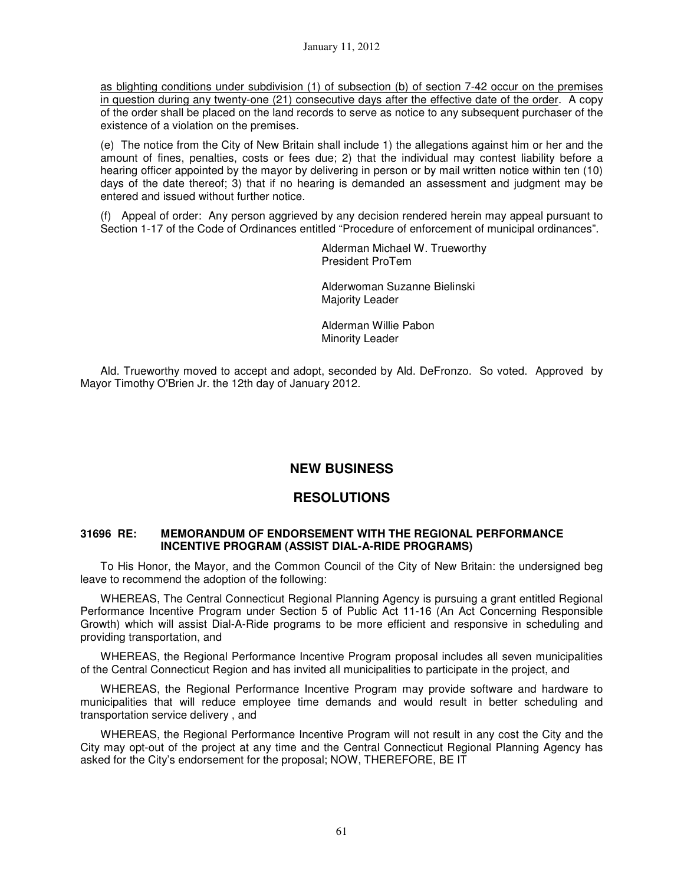as blighting conditions under subdivision (1) of subsection (b) of section 7-42 occur on the premises in question during any twenty-one (21) consecutive days after the effective date of the order. A copy of the order shall be placed on the land records to serve as notice to any subsequent purchaser of the existence of a violation on the premises.

(e) The notice from the City of New Britain shall include 1) the allegations against him or her and the amount of fines, penalties, costs or fees due; 2) that the individual may contest liability before a hearing officer appointed by the mayor by delivering in person or by mail written notice within ten (10) days of the date thereof; 3) that if no hearing is demanded an assessment and judgment may be entered and issued without further notice.

(f) Appeal of order: Any person aggrieved by any decision rendered herein may appeal pursuant to Section 1-17 of the Code of Ordinances entitled "Procedure of enforcement of municipal ordinances".

Alderman Michael W. Trueworthy
President ProTem

Alderwoman Suzanne Bielinski
Majority Leader

Alderman Willie Pabon
Minority Leader

Ald. Trueworthy moved to accept and adopt, seconded by Ald. DeFronzo. So voted. Approved by Mayor Timothy O'Brien Jr. the 12th day of January 2012.

## NEW BUSINESS

## RESOLUTIONS

**31696 RE: MEMORANDUM OF ENDORSEMENT WITH THE REGIONAL PERFORMANCE INCENTIVE PROGRAM (ASSIST DIAL-A-RIDE PROGRAMS)**

To His Honor, the Mayor, and the Common Council of the City of New Britain: the undersigned beg leave to recommend the adoption of the following:

WHEREAS, The Central Connecticut Regional Planning Agency is pursuing a grant entitled Regional Performance Incentive Program under Section 5 of Public Act 11-16 (An Act Concerning Responsible Growth) which will assist Dial-A-Ride programs to be more efficient and responsive in scheduling and providing transportation, and

WHEREAS, the Regional Performance Incentive Program proposal includes all seven municipalities of the Central Connecticut Region and has invited all municipalities to participate in the project, and

WHEREAS, the Regional Performance Incentive Program may provide software and hardware to municipalities that will reduce employee time demands and would result in better scheduling and transportation service delivery , and

WHEREAS, the Regional Performance Incentive Program will not result in any cost the City and the City may opt-out of the project at any time and the Central Connecticut Regional Planning Agency has asked for the City's endorsement for the proposal; NOW, THEREFORE, BE IT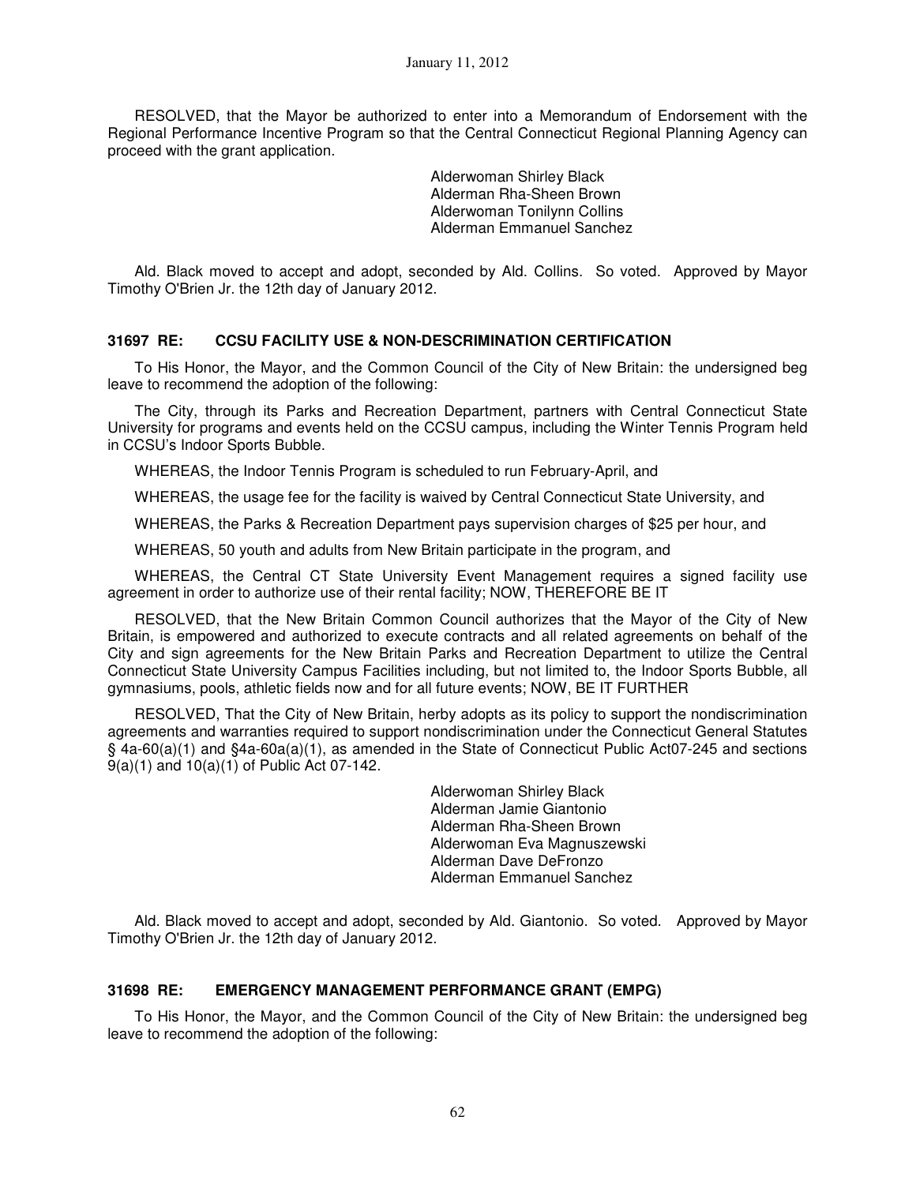RESOLVED, that the Mayor be authorized to enter into a Memorandum of Endorsement with the Regional Performance Incentive Program so that the Central Connecticut Regional Planning Agency can proceed with the grant application.

Alderwoman Shirley Black
Alderman Rha-Sheen Brown
Alderwoman Tonilynn Collins
Alderman Emmanuel Sanchez

Ald. Black moved to accept and adopt, seconded by Ald. Collins. So voted. Approved by Mayor Timothy O'Brien Jr. the 12th day of January 2012.

### 31697 RE: CCSU FACILITY USE & NON-DESCRIMINATION CERTIFICATION

To His Honor, the Mayor, and the Common Council of the City of New Britain: the undersigned beg leave to recommend the adoption of the following:

The City, through its Parks and Recreation Department, partners with Central Connecticut State University for programs and events held on the CCSU campus, including the Winter Tennis Program held in CCSU's Indoor Sports Bubble.

WHEREAS, the Indoor Tennis Program is scheduled to run February-April, and

WHEREAS, the usage fee for the facility is waived by Central Connecticut State University, and

WHEREAS, the Parks & Recreation Department pays supervision charges of $25 per hour, and

WHEREAS, 50 youth and adults from New Britain participate in the program, and

WHEREAS, the Central CT State University Event Management requires a signed facility use agreement in order to authorize use of their rental facility; NOW, THEREFORE BE IT

RESOLVED, that the New Britain Common Council authorizes that the Mayor of the City of New Britain, is empowered and authorized to execute contracts and all related agreements on behalf of the City and sign agreements for the New Britain Parks and Recreation Department to utilize the Central Connecticut State University Campus Facilities including, but not limited to, the Indoor Sports Bubble, all gymnasiums, pools, athletic fields now and for all future events; NOW, BE IT FURTHER

RESOLVED, That the City of New Britain, herby adopts as its policy to support the nondiscrimination agreements and warranties required to support nondiscrimination under the Connecticut General Statutes § 4a-60(a)(1) and §4a-60a(a)(1), as amended in the State of Connecticut Public Act07-245 and sections 9(a)(1) and 10(a)(1) of Public Act 07-142.

Alderwoman Shirley Black
Alderman Jamie Giantonio
Alderman Rha-Sheen Brown
Alderwoman Eva Magnuszewski
Alderman Dave DeFronzo
Alderman Emmanuel Sanchez

Ald. Black moved to accept and adopt, seconded by Ald. Giantonio. So voted. Approved by Mayor Timothy O'Brien Jr. the 12th day of January 2012.

### 31698 RE: EMERGENCY MANAGEMENT PERFORMANCE GRANT (EMPG)

To His Honor, the Mayor, and the Common Council of the City of New Britain: the undersigned beg leave to recommend the adoption of the following: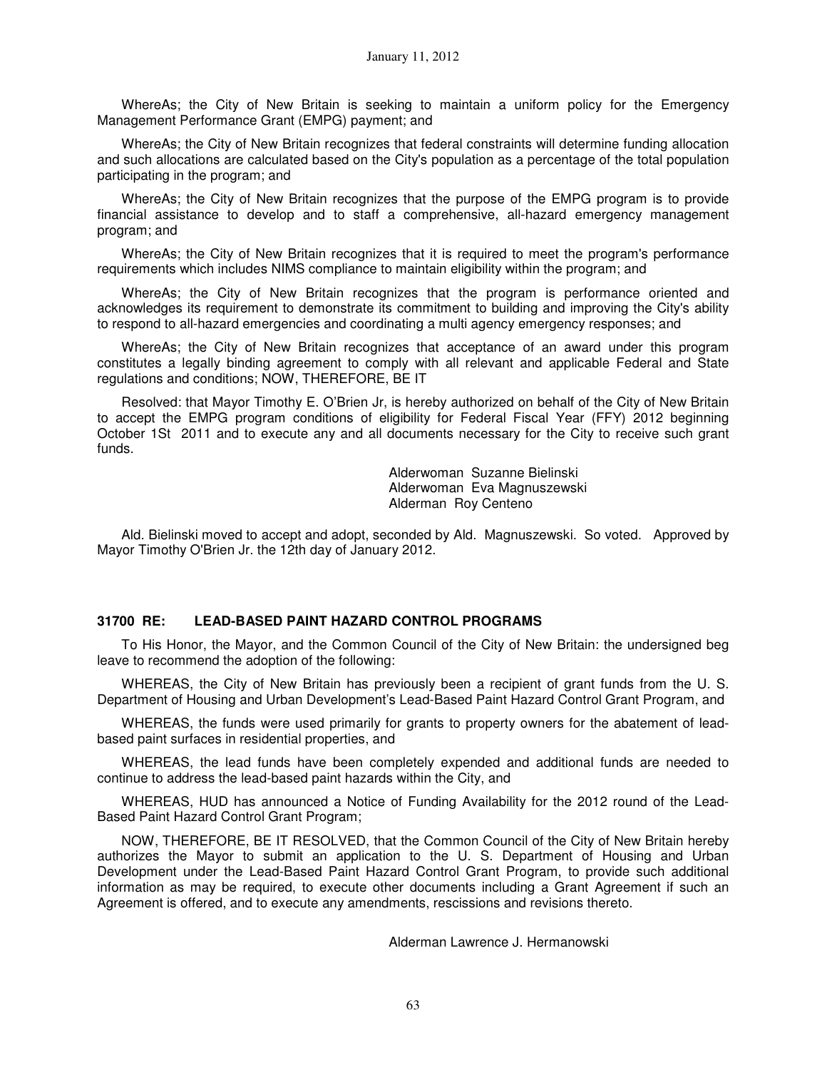WhereAs; the City of New Britain is seeking to maintain a uniform policy for the Emergency Management Performance Grant (EMPG) payment; and

WhereAs; the City of New Britain recognizes that federal constraints will determine funding allocation and such allocations are calculated based on the City's population as a percentage of the total population participating in the program; and

WhereAs; the City of New Britain recognizes that the purpose of the EMPG program is to provide financial assistance to develop and to staff a comprehensive, all-hazard emergency management program; and

WhereAs; the City of New Britain recognizes that it is required to meet the program's performance requirements which includes NIMS compliance to maintain eligibility within the program; and

WhereAs; the City of New Britain recognizes that the program is performance oriented and acknowledges its requirement to demonstrate its commitment to building and improving the City's ability to respond to all-hazard emergencies and coordinating a multi agency emergency responses; and

WhereAs; the City of New Britain recognizes that acceptance of an award under this program constitutes a legally binding agreement to comply with all relevant and applicable Federal and State regulations and conditions; NOW, THEREFORE, BE IT

Resolved: that Mayor Timothy E. O'Brien Jr, is hereby authorized on behalf of the City of New Britain to accept the EMPG program conditions of eligibility for Federal Fiscal Year (FFY) 2012 beginning October 1St 2011 and to execute any and all documents necessary for the City to receive such grant funds.

Alderwoman Suzanne Bielinski
Alderwoman Eva Magnuszewski
Alderman Roy Centeno

Ald. Bielinski moved to accept and adopt, seconded by Ald. Magnuszewski. So voted. Approved by Mayor Timothy O'Brien Jr. the 12th day of January 2012.

**31700 RE: LEAD-BASED PAINT HAZARD CONTROL PROGRAMS**

To His Honor, the Mayor, and the Common Council of the City of New Britain: the undersigned beg leave to recommend the adoption of the following:

WHEREAS, the City of New Britain has previously been a recipient of grant funds from the U. S. Department of Housing and Urban Development's Lead-Based Paint Hazard Control Grant Program, and

WHEREAS, the funds were used primarily for grants to property owners for the abatement of lead-based paint surfaces in residential properties, and

WHEREAS, the lead funds have been completely expended and additional funds are needed to continue to address the lead-based paint hazards within the City, and

WHEREAS, HUD has announced a Notice of Funding Availability for the 2012 round of the Lead-Based Paint Hazard Control Grant Program;

NOW, THEREFORE, BE IT RESOLVED, that the Common Council of the City of New Britain hereby authorizes the Mayor to submit an application to the U. S. Department of Housing and Urban Development under the Lead-Based Paint Hazard Control Grant Program, to provide such additional information as may be required, to execute other documents including a Grant Agreement if such an Agreement is offered, and to execute any amendments, rescissions and revisions thereto.

Alderman Lawrence J. Hermanowski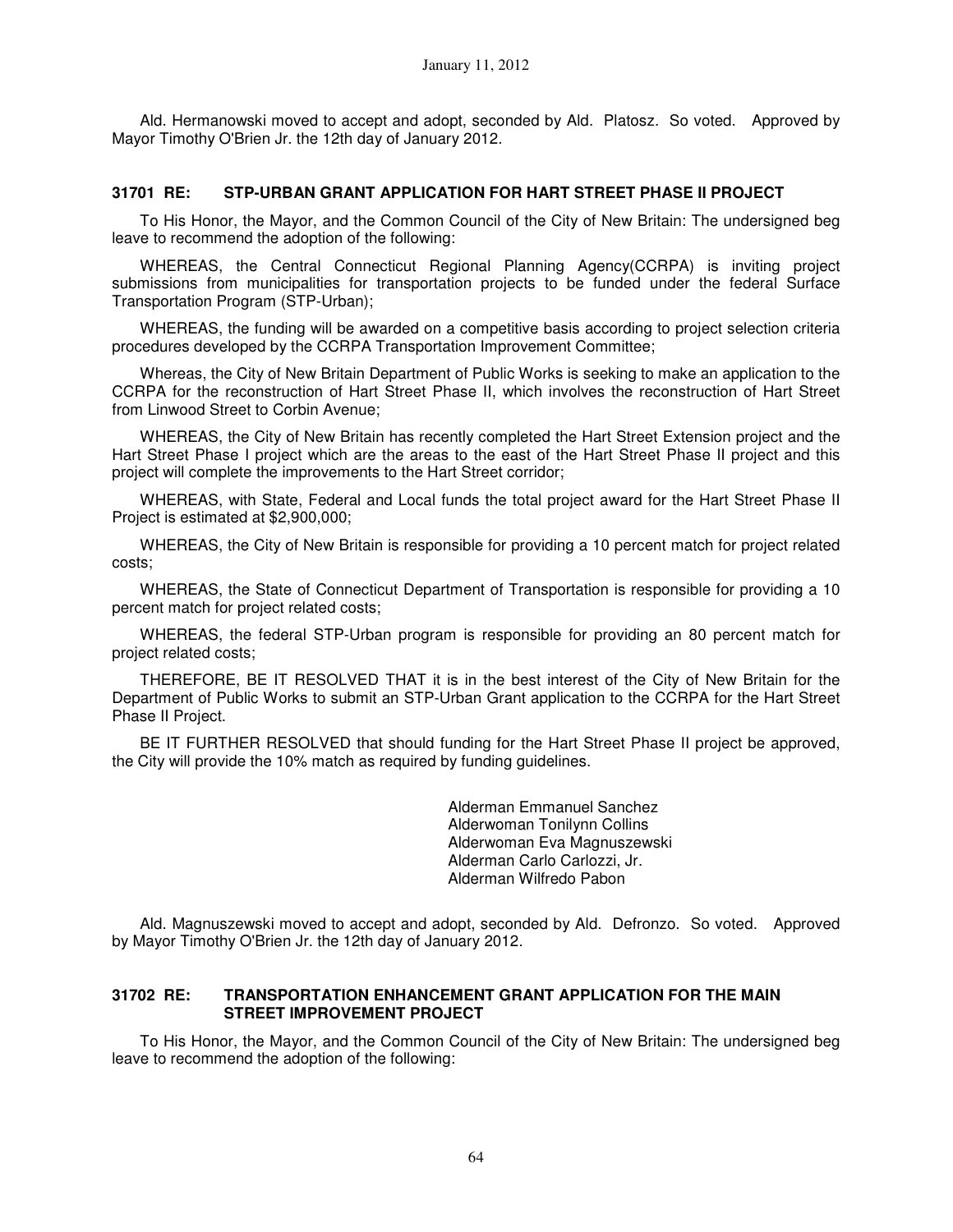Ald. Hermanowski moved to accept and adopt, seconded by Ald. Platosz. So voted. Approved by Mayor Timothy O'Brien Jr. the 12th day of January 2012.

### 31701 RE: STP-URBAN GRANT APPLICATION FOR HART STREET PHASE II PROJECT

To His Honor, the Mayor, and the Common Council of the City of New Britain: The undersigned beg leave to recommend the adoption of the following:

WHEREAS, the Central Connecticut Regional Planning Agency(CCRPA) is inviting project submissions from municipalities for transportation projects to be funded under the federal Surface Transportation Program (STP-Urban);

WHEREAS, the funding will be awarded on a competitive basis according to project selection criteria procedures developed by the CCRPA Transportation Improvement Committee;

Whereas, the City of New Britain Department of Public Works is seeking to make an application to the CCRPA for the reconstruction of Hart Street Phase II, which involves the reconstruction of Hart Street from Linwood Street to Corbin Avenue;

WHEREAS, the City of New Britain has recently completed the Hart Street Extension project and the Hart Street Phase I project which are the areas to the east of the Hart Street Phase II project and this project will complete the improvements to the Hart Street corridor;

WHEREAS, with State, Federal and Local funds the total project award for the Hart Street Phase II Project is estimated at $2,900,000;

WHEREAS, the City of New Britain is responsible for providing a 10 percent match for project related costs;

WHEREAS, the State of Connecticut Department of Transportation is responsible for providing a 10 percent match for project related costs;

WHEREAS, the federal STP-Urban program is responsible for providing an 80 percent match for project related costs;

THEREFORE, BE IT RESOLVED THAT it is in the best interest of the City of New Britain for the Department of Public Works to submit an STP-Urban Grant application to the CCRPA for the Hart Street Phase II Project.

BE IT FURTHER RESOLVED that should funding for the Hart Street Phase II project be approved, the City will provide the 10% match as required by funding guidelines.

Alderman Emmanuel Sanchez
Alderwoman Tonilynn Collins
Alderwoman Eva Magnuszewski
Alderman Carlo Carlozzi, Jr.
Alderman Wilfredo Pabon

Ald. Magnuszewski moved to accept and adopt, seconded by Ald. Defronzo. So voted. Approved by Mayor Timothy O'Brien Jr. the 12th day of January 2012.

### 31702 RE: TRANSPORTATION ENHANCEMENT GRANT APPLICATION FOR THE MAIN STREET IMPROVEMENT PROJECT

To His Honor, the Mayor, and the Common Council of the City of New Britain: The undersigned beg leave to recommend the adoption of the following: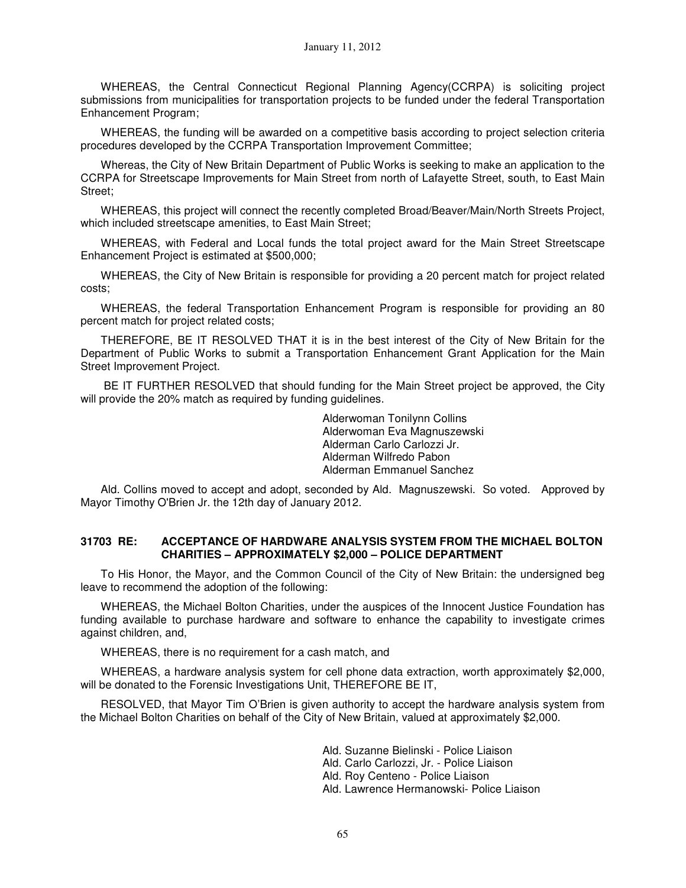WHEREAS, the Central Connecticut Regional Planning Agency(CCRPA) is soliciting project submissions from municipalities for transportation projects to be funded under the federal Transportation Enhancement Program;

WHEREAS, the funding will be awarded on a competitive basis according to project selection criteria procedures developed by the CCRPA Transportation Improvement Committee;

Whereas, the City of New Britain Department of Public Works is seeking to make an application to the CCRPA for Streetscape Improvements for Main Street from north of Lafayette Street, south, to East Main Street;

WHEREAS, this project will connect the recently completed Broad/Beaver/Main/North Streets Project, which included streetscape amenities, to East Main Street;

WHEREAS, with Federal and Local funds the total project award for the Main Street Streetscape Enhancement Project is estimated at $500,000;

WHEREAS, the City of New Britain is responsible for providing a 20 percent match for project related costs;

WHEREAS, the federal Transportation Enhancement Program is responsible for providing an 80 percent match for project related costs;

THEREFORE, BE IT RESOLVED THAT it is in the best interest of the City of New Britain for the Department of Public Works to submit a Transportation Enhancement Grant Application for the Main Street Improvement Project.

BE IT FURTHER RESOLVED that should funding for the Main Street project be approved, the City will provide the 20% match as required by funding guidelines.

Alderwoman Tonilynn Collins
Alderwoman Eva Magnuszewski
Alderman Carlo Carlozzi Jr.
Alderman Wilfredo Pabon
Alderman Emmanuel Sanchez

Ald. Collins moved to accept and adopt, seconded by Ald. Magnuszewski. So voted. Approved by Mayor Timothy O'Brien Jr. the 12th day of January 2012.

**31703 RE: ACCEPTANCE OF HARDWARE ANALYSIS SYSTEM FROM THE MICHAEL BOLTON CHARITIES – APPROXIMATELY $2,000 – POLICE DEPARTMENT**

To His Honor, the Mayor, and the Common Council of the City of New Britain: the undersigned beg leave to recommend the adoption of the following:

WHEREAS, the Michael Bolton Charities, under the auspices of the Innocent Justice Foundation has funding available to purchase hardware and software to enhance the capability to investigate crimes against children, and,

WHEREAS, there is no requirement for a cash match, and

WHEREAS, a hardware analysis system for cell phone data extraction, worth approximately $2,000, will be donated to the Forensic Investigations Unit, THEREFORE BE IT,

RESOLVED, that Mayor Tim O'Brien is given authority to accept the hardware analysis system from the Michael Bolton Charities on behalf of the City of New Britain, valued at approximately $2,000.

Ald. Suzanne Bielinski - Police Liaison
Ald. Carlo Carlozzi, Jr. - Police Liaison
Ald. Roy Centeno - Police Liaison
Ald. Lawrence Hermanowski- Police Liaison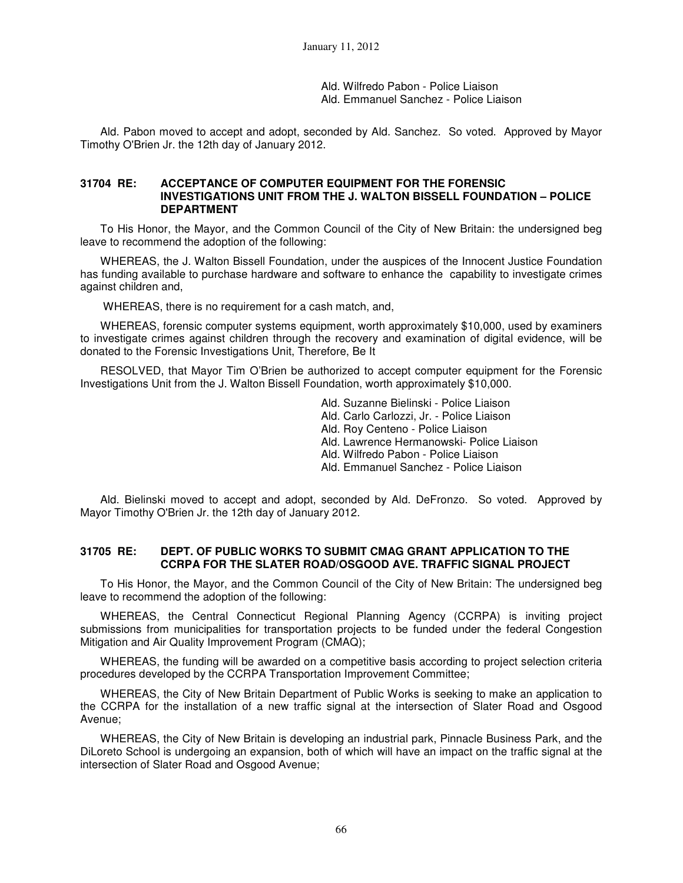Ald. Wilfredo Pabon - Police Liaison
Ald. Emmanuel Sanchez - Police Liaison

Ald. Pabon moved to accept and adopt, seconded by Ald. Sanchez. So voted. Approved by Mayor Timothy O'Brien Jr. the 12th day of January 2012.

**31704 RE: ACCEPTANCE OF COMPUTER EQUIPMENT FOR THE FORENSIC INVESTIGATIONS UNIT FROM THE J. WALTON BISSELL FOUNDATION – POLICE DEPARTMENT**

To His Honor, the Mayor, and the Common Council of the City of New Britain: the undersigned beg leave to recommend the adoption of the following:

WHEREAS, the J. Walton Bissell Foundation, under the auspices of the Innocent Justice Foundation has funding available to purchase hardware and software to enhance the capability to investigate crimes against children and,

WHEREAS, there is no requirement for a cash match, and,

WHEREAS, forensic computer systems equipment, worth approximately $10,000, used by examiners to investigate crimes against children through the recovery and examination of digital evidence, will be donated to the Forensic Investigations Unit, Therefore, Be It

RESOLVED, that Mayor Tim O'Brien be authorized to accept computer equipment for the Forensic Investigations Unit from the J. Walton Bissell Foundation, worth approximately $10,000.

Ald. Suzanne Bielinski - Police Liaison
Ald. Carlo Carlozzi, Jr. - Police Liaison
Ald. Roy Centeno - Police Liaison
Ald. Lawrence Hermanowski- Police Liaison
Ald. Wilfredo Pabon - Police Liaison
Ald. Emmanuel Sanchez - Police Liaison

Ald. Bielinski moved to accept and adopt, seconded by Ald. DeFronzo. So voted. Approved by Mayor Timothy O'Brien Jr. the 12th day of January 2012.

**31705 RE: DEPT. OF PUBLIC WORKS TO SUBMIT CMAG GRANT APPLICATION TO THE CCRPA FOR THE SLATER ROAD/OSGOOD AVE. TRAFFIC SIGNAL PROJECT**

To His Honor, the Mayor, and the Common Council of the City of New Britain: The undersigned beg leave to recommend the adoption of the following:

WHEREAS, the Central Connecticut Regional Planning Agency (CCRPA) is inviting project submissions from municipalities for transportation projects to be funded under the federal Congestion Mitigation and Air Quality Improvement Program (CMAQ);

WHEREAS, the funding will be awarded on a competitive basis according to project selection criteria procedures developed by the CCRPA Transportation Improvement Committee;

WHEREAS, the City of New Britain Department of Public Works is seeking to make an application to the CCRPA for the installation of a new traffic signal at the intersection of Slater Road and Osgood Avenue;

WHEREAS, the City of New Britain is developing an industrial park, Pinnacle Business Park, and the DiLoreto School is undergoing an expansion, both of which will have an impact on the traffic signal at the intersection of Slater Road and Osgood Avenue;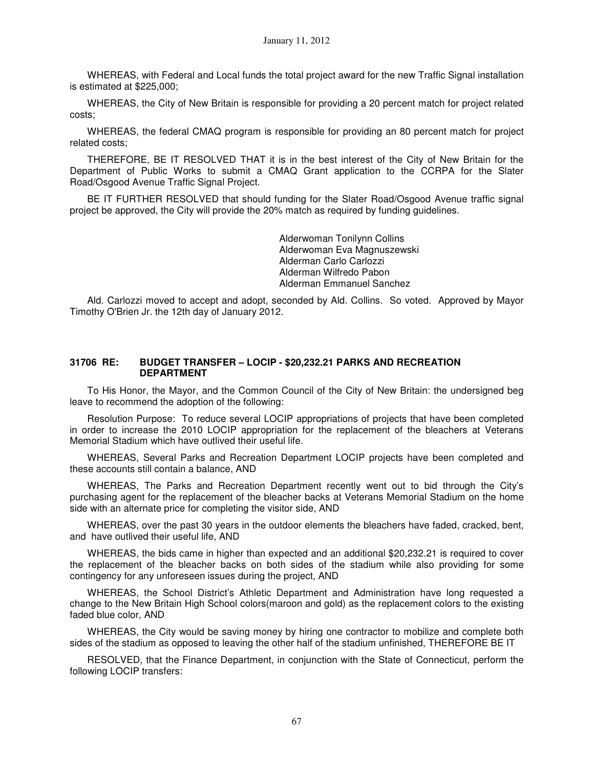WHEREAS, with Federal and Local funds the total project award for the new Traffic Signal installation is estimated at $225,000;

WHEREAS, the City of New Britain is responsible for providing a 20 percent match for project related costs;

WHEREAS, the federal CMAQ program is responsible for providing an 80 percent match for project related costs;

THEREFORE, BE IT RESOLVED THAT it is in the best interest of the City of New Britain for the Department of Public Works to submit a CMAQ Grant application to the CCRPA for the Slater Road/Osgood Avenue Traffic Signal Project.

BE IT FURTHER RESOLVED that should funding for the Slater Road/Osgood Avenue traffic signal project be approved, the City will provide the 20% match as required by funding guidelines.

Alderwoman Tonilynn Collins
Alderwoman Eva Magnuszewski
Alderman Carlo Carlozzi
Alderman Wilfredo Pabon
Alderman Emmanuel Sanchez

Ald. Carlozzi moved to accept and adopt, seconded by Ald. Collins. So voted. Approved by Mayor Timothy O'Brien Jr. the 12th day of January 2012.

### 31706 RE: BUDGET TRANSFER – LOCIP - $20,232.21 PARKS AND RECREATION DEPARTMENT

To His Honor, the Mayor, and the Common Council of the City of New Britain: the undersigned beg leave to recommend the adoption of the following:

Resolution Purpose: To reduce several LOCIP appropriations of projects that have been completed in order to increase the 2010 LOCIP appropriation for the replacement of the bleachers at Veterans Memorial Stadium which have outlived their useful life.

WHEREAS, Several Parks and Recreation Department LOCIP projects have been completed and these accounts still contain a balance, AND

WHEREAS, The Parks and Recreation Department recently went out to bid through the City's purchasing agent for the replacement of the bleacher backs at Veterans Memorial Stadium on the home side with an alternate price for completing the visitor side, AND

WHEREAS, over the past 30 years in the outdoor elements the bleachers have faded, cracked, bent, and have outlived their useful life, AND

WHEREAS, the bids came in higher than expected and an additional $20,232.21 is required to cover the replacement of the bleacher backs on both sides of the stadium while also providing for some contingency for any unforeseen issues during the project, AND

WHEREAS, the School District's Athletic Department and Administration have long requested a change to the New Britain High School colors(maroon and gold) as the replacement colors to the existing faded blue color, AND

WHEREAS, the City would be saving money by hiring one contractor to mobilize and complete both sides of the stadium as opposed to leaving the other half of the stadium unfinished, THEREFORE BE IT

RESOLVED, that the Finance Department, in conjunction with the State of Connecticut, perform the following LOCIP transfers: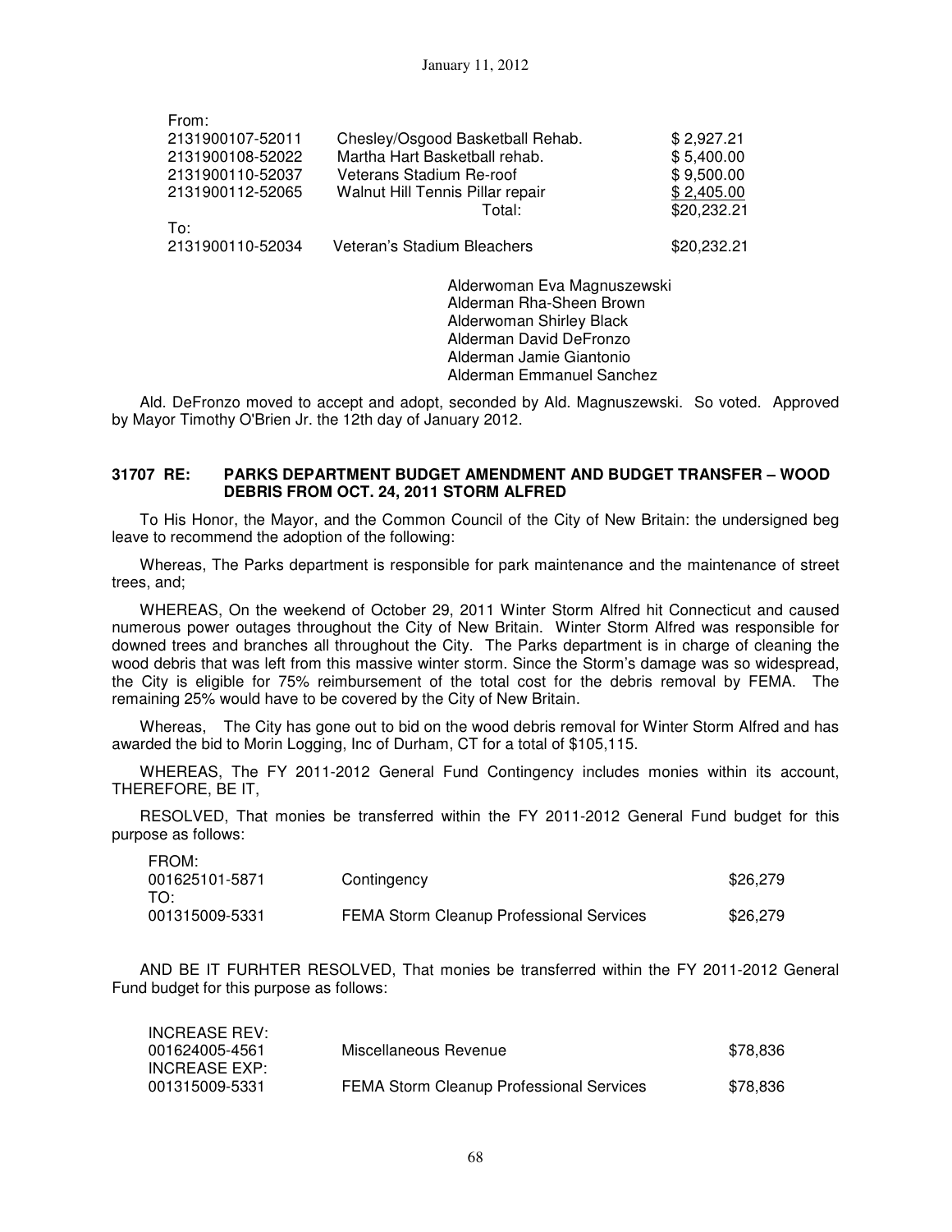| From: | | |
|---|---|---|
| 2131900107-52011 | Chesley/Osgood Basketball Rehab. | $ 2,927.21 |
| 2131900108-52022 | Martha Hart Basketball rehab. | $ 5,400.00 |
| 2131900110-52037 | Veterans Stadium Re-roof | $ 9,500.00 |
| 2131900112-52065 | Walnut Hill Tennis Pillar repair | $ 2,405.00 |
| | Total: | $20,232.21 |
| To: | | |
| 2131900110-52034 | Veteran's Stadium Bleachers | $20,232.21 |

Alderwoman Eva Magnuszewski
Alderman Rha-Sheen Brown
Alderwoman Shirley Black
Alderman David DeFronzo
Alderman Jamie Giantonio
Alderman Emmanuel Sanchez

Ald. DeFronzo moved to accept and adopt, seconded by Ald. Magnuszewski. So voted. Approved by Mayor Timothy O'Brien Jr. the 12th day of January 2012.

**31707 RE: PARKS DEPARTMENT BUDGET AMENDMENT AND BUDGET TRANSFER – WOOD DEBRIS FROM OCT. 24, 2011 STORM ALFRED**

To His Honor, the Mayor, and the Common Council of the City of New Britain: the undersigned beg leave to recommend the adoption of the following:

Whereas, The Parks department is responsible for park maintenance and the maintenance of street trees, and;

WHEREAS, On the weekend of October 29, 2011 Winter Storm Alfred hit Connecticut and caused numerous power outages throughout the City of New Britain. Winter Storm Alfred was responsible for downed trees and branches all throughout the City. The Parks department is in charge of cleaning the wood debris that was left from this massive winter storm. Since the Storm's damage was so widespread, the City is eligible for 75% reimbursement of the total cost for the debris removal by FEMA. The remaining 25% would have to be covered by the City of New Britain.

Whereas, The City has gone out to bid on the wood debris removal for Winter Storm Alfred and has awarded the bid to Morin Logging, Inc of Durham, CT for a total of $105,115.

WHEREAS, The FY 2011-2012 General Fund Contingency includes monies within its account, THEREFORE, BE IT,

RESOLVED, That monies be transferred within the FY 2011-2012 General Fund budget for this purpose as follows:

| FROM: | | |
|---|---|---|
| 001625101-5871 | Contingency | $26,279 |
| TO: | | |
| 001315009-5331 | FEMA Storm Cleanup Professional Services | $26,279 |

AND BE IT FURHTER RESOLVED, That monies be transferred within the FY 2011-2012 General Fund budget for this purpose as follows:

| INCREASE REV: | | |
|---|---|---|
| 001624005-4561 | Miscellaneous Revenue | $78,836 |
| INCREASE EXP: | | |
| 001315009-5331 | FEMA Storm Cleanup Professional Services | $78,836 |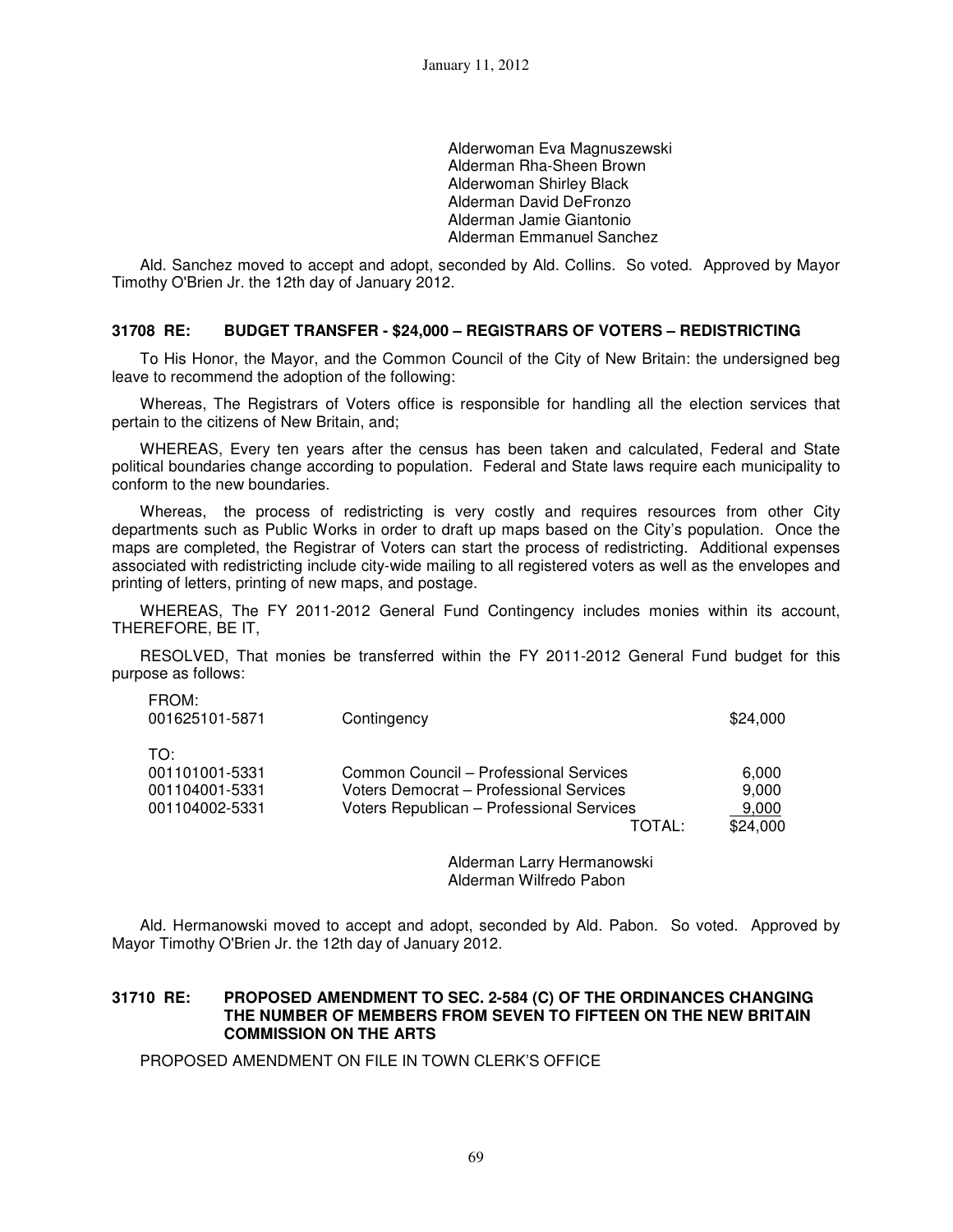Alderwoman Eva Magnuszewski
Alderman Rha-Sheen Brown
Alderwoman Shirley Black
Alderman David DeFronzo
Alderman Jamie Giantonio
Alderman Emmanuel Sanchez

Ald. Sanchez moved to accept and adopt, seconded by Ald. Collins. So voted. Approved by Mayor Timothy O'Brien Jr. the 12th day of January 2012.

### 31708 RE: BUDGET TRANSFER - $24,000 – REGISTRARS OF VOTERS – REDISTRICTING

To His Honor, the Mayor, and the Common Council of the City of New Britain: the undersigned beg leave to recommend the adoption of the following:

Whereas, The Registrars of Voters office is responsible for handling all the election services that pertain to the citizens of New Britain, and;

WHEREAS, Every ten years after the census has been taken and calculated, Federal and State political boundaries change according to population. Federal and State laws require each municipality to conform to the new boundaries.

Whereas, the process of redistricting is very costly and requires resources from other City departments such as Public Works in order to draft up maps based on the City's population. Once the maps are completed, the Registrar of Voters can start the process of redistricting. Additional expenses associated with redistricting include city-wide mailing to all registered voters as well as the envelopes and printing of letters, printing of new maps, and postage.

WHEREAS, The FY 2011-2012 General Fund Contingency includes monies within its account, THEREFORE, BE IT,

RESOLVED, That monies be transferred within the FY 2011-2012 General Fund budget for this purpose as follows:

| | | |
|---|---|---|
| FROM: | | |
| 001625101-5871 | Contingency | $24,000 |
| TO: | | |
| 001101001-5331 | Common Council – Professional Services | 6,000 |
| 001104001-5331 | Voters Democrat – Professional Services | 9,000 |
| 001104002-5331 | Voters Republican – Professional Services | 9,000 |
| | TOTAL: | $24,000 |

Alderman Larry Hermanowski
Alderman Wilfredo Pabon

Ald. Hermanowski moved to accept and adopt, seconded by Ald. Pabon. So voted. Approved by Mayor Timothy O'Brien Jr. the 12th day of January 2012.

### 31710 RE: PROPOSED AMENDMENT TO SEC. 2-584 (C) OF THE ORDINANCES CHANGING THE NUMBER OF MEMBERS FROM SEVEN TO FIFTEEN ON THE NEW BRITAIN COMMISSION ON THE ARTS

PROPOSED AMENDMENT ON FILE IN TOWN CLERK'S OFFICE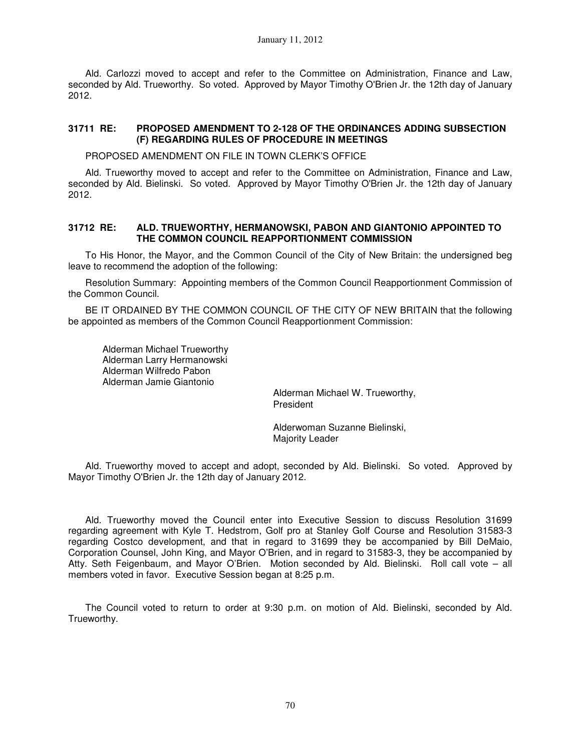Ald. Carlozzi moved to accept and refer to the Committee on Administration, Finance and Law, seconded by Ald. Trueworthy. So voted. Approved by Mayor Timothy O'Brien Jr. the 12th day of January 2012.

**31711 RE: PROPOSED AMENDMENT TO 2-128 OF THE ORDINANCES ADDING SUBSECTION (F) REGARDING RULES OF PROCEDURE IN MEETINGS**

PROPOSED AMENDMENT ON FILE IN TOWN CLERK'S OFFICE

Ald. Trueworthy moved to accept and refer to the Committee on Administration, Finance and Law, seconded by Ald. Bielinski. So voted. Approved by Mayor Timothy O'Brien Jr. the 12th day of January 2012.

**31712 RE: ALD. TRUEWORTHY, HERMANOWSKI, PABON AND GIANTONIO APPOINTED TO THE COMMON COUNCIL REAPPORTIONMENT COMMISSION**

To His Honor, the Mayor, and the Common Council of the City of New Britain: the undersigned beg leave to recommend the adoption of the following:

Resolution Summary: Appointing members of the Common Council Reapportionment Commission of the Common Council.

BE IT ORDAINED BY THE COMMON COUNCIL OF THE CITY OF NEW BRITAIN that the following be appointed as members of the Common Council Reapportionment Commission:

Alderman Michael Trueworthy
Alderman Larry Hermanowski
Alderman Wilfredo Pabon
Alderman Jamie Giantonio

Alderman Michael W. Trueworthy,
President

Alderwoman Suzanne Bielinski,
Majority Leader

Ald. Trueworthy moved to accept and adopt, seconded by Ald. Bielinski. So voted. Approved by Mayor Timothy O'Brien Jr. the 12th day of January 2012.

Ald. Trueworthy moved the Council enter into Executive Session to discuss Resolution 31699 regarding agreement with Kyle T. Hedstrom, Golf pro at Stanley Golf Course and Resolution 31583-3 regarding Costco development, and that in regard to 31699 they be accompanied by Bill DeMaio, Corporation Counsel, John King, and Mayor O'Brien, and in regard to 31583-3, they be accompanied by Atty. Seth Feigenbaum, and Mayor O'Brien. Motion seconded by Ald. Bielinski. Roll call vote – all members voted in favor. Executive Session began at 8:25 p.m.

The Council voted to return to order at 9:30 p.m. on motion of Ald. Bielinski, seconded by Ald. Trueworthy.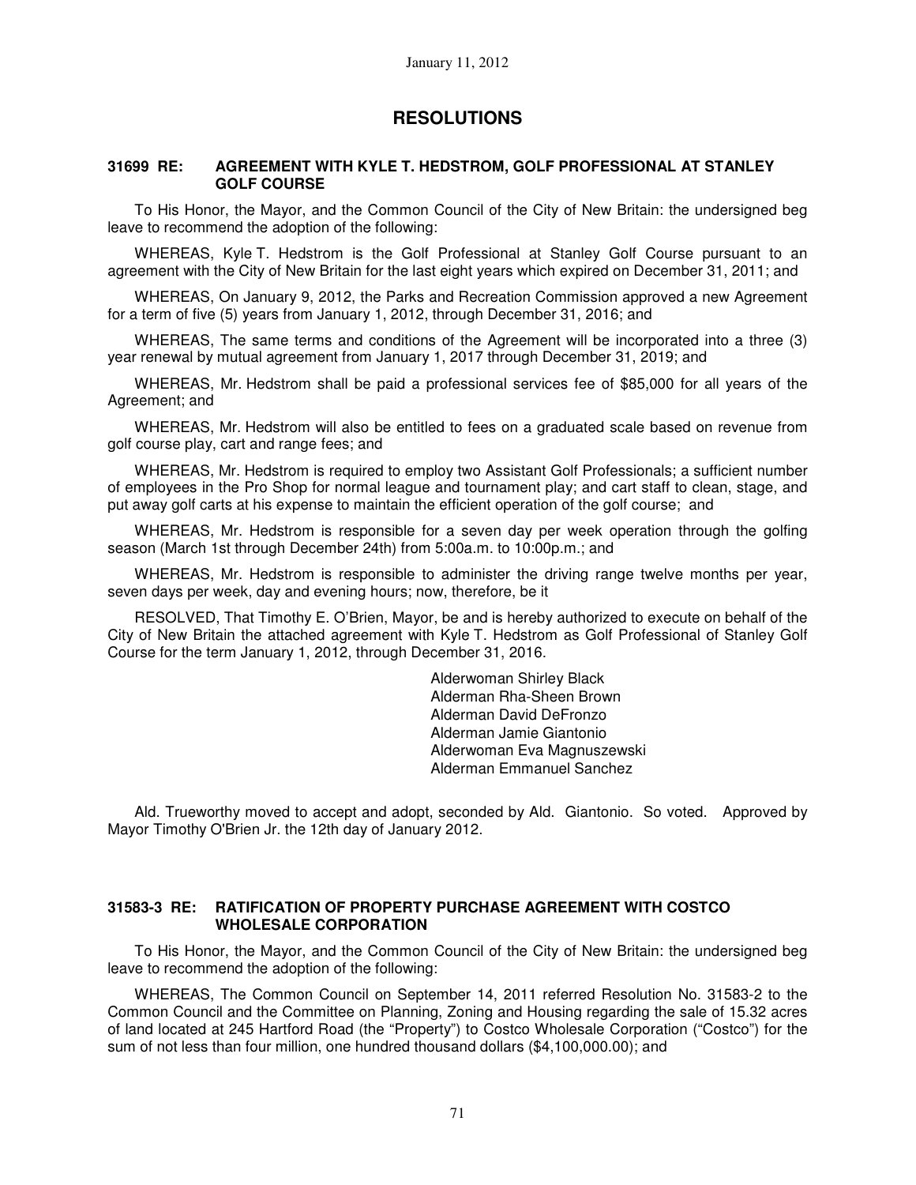January 11, 2012

# RESOLUTIONS

### 31699 RE: AGREEMENT WITH KYLE T. HEDSTROM, GOLF PROFESSIONAL AT STANLEY GOLF COURSE

To His Honor, the Mayor, and the Common Council of the City of New Britain: the undersigned beg leave to recommend the adoption of the following:

WHEREAS, Kyle T. Hedstrom is the Golf Professional at Stanley Golf Course pursuant to an agreement with the City of New Britain for the last eight years which expired on December 31, 2011; and

WHEREAS, On January 9, 2012, the Parks and Recreation Commission approved a new Agreement for a term of five (5) years from January 1, 2012, through December 31, 2016; and

WHEREAS, The same terms and conditions of the Agreement will be incorporated into a three (3) year renewal by mutual agreement from January 1, 2017 through December 31, 2019; and

WHEREAS, Mr. Hedstrom shall be paid a professional services fee of $85,000 for all years of the Agreement; and

WHEREAS, Mr. Hedstrom will also be entitled to fees on a graduated scale based on revenue from golf course play, cart and range fees; and

WHEREAS, Mr. Hedstrom is required to employ two Assistant Golf Professionals; a sufficient number of employees in the Pro Shop for normal league and tournament play; and cart staff to clean, stage, and put away golf carts at his expense to maintain the efficient operation of the golf course; and

WHEREAS, Mr. Hedstrom is responsible for a seven day per week operation through the golfing season (March 1st through December 24th) from 5:00a.m. to 10:00p.m.; and

WHEREAS, Mr. Hedstrom is responsible to administer the driving range twelve months per year, seven days per week, day and evening hours; now, therefore, be it

RESOLVED, That Timothy E. O'Brien, Mayor, be and is hereby authorized to execute on behalf of the City of New Britain the attached agreement with Kyle T. Hedstrom as Golf Professional of Stanley Golf Course for the term January 1, 2012, through December 31, 2016.

Alderwoman Shirley Black
Alderman Rha-Sheen Brown
Alderman David DeFronzo
Alderman Jamie Giantonio
Alderwoman Eva Magnuszewski
Alderman Emmanuel Sanchez

Ald. Trueworthy moved to accept and adopt, seconded by Ald. Giantonio. So voted. Approved by Mayor Timothy O'Brien Jr. the 12th day of January 2012.

### 31583-3 RE: RATIFICATION OF PROPERTY PURCHASE AGREEMENT WITH COSTCO WHOLESALE CORPORATION

To His Honor, the Mayor, and the Common Council of the City of New Britain: the undersigned beg leave to recommend the adoption of the following:

WHEREAS, The Common Council on September 14, 2011 referred Resolution No. 31583-2 to the Common Council and the Committee on Planning, Zoning and Housing regarding the sale of 15.32 acres of land located at 245 Hartford Road (the "Property") to Costco Wholesale Corporation ("Costco") for the sum of not less than four million, one hundred thousand dollars ($4,100,000.00); and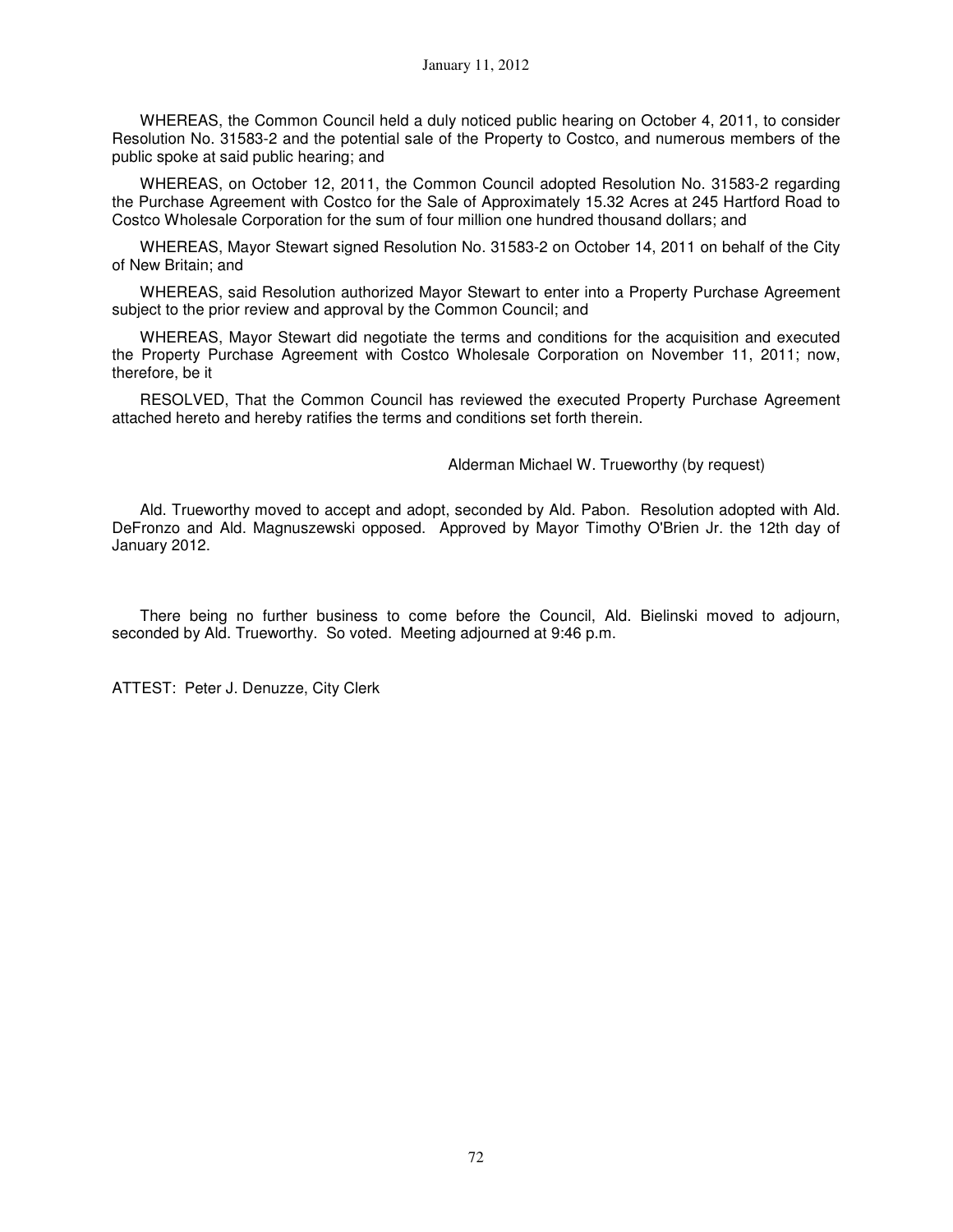WHEREAS, the Common Council held a duly noticed public hearing on October 4, 2011, to consider Resolution No. 31583-2 and the potential sale of the Property to Costco, and numerous members of the public spoke at said public hearing; and

WHEREAS, on October 12, 2011, the Common Council adopted Resolution No. 31583-2 regarding the Purchase Agreement with Costco for the Sale of Approximately 15.32 Acres at 245 Hartford Road to Costco Wholesale Corporation for the sum of four million one hundred thousand dollars; and

WHEREAS, Mayor Stewart signed Resolution No. 31583-2 on October 14, 2011 on behalf of the City of New Britain; and

WHEREAS, said Resolution authorized Mayor Stewart to enter into a Property Purchase Agreement subject to the prior review and approval by the Common Council; and

WHEREAS, Mayor Stewart did negotiate the terms and conditions for the acquisition and executed the Property Purchase Agreement with Costco Wholesale Corporation on November 11, 2011; now, therefore, be it

RESOLVED, That the Common Council has reviewed the executed Property Purchase Agreement attached hereto and hereby ratifies the terms and conditions set forth therein.

Alderman Michael W. Trueworthy (by request)

Ald. Trueworthy moved to accept and adopt, seconded by Ald. Pabon. Resolution adopted with Ald. DeFronzo and Ald. Magnuszewski opposed. Approved by Mayor Timothy O'Brien Jr. the 12th day of January 2012.

There being no further business to come before the Council, Ald. Bielinski moved to adjourn, seconded by Ald. Trueworthy. So voted. Meeting adjourned at 9:46 p.m.

ATTEST: Peter J. Denuzze, City Clerk